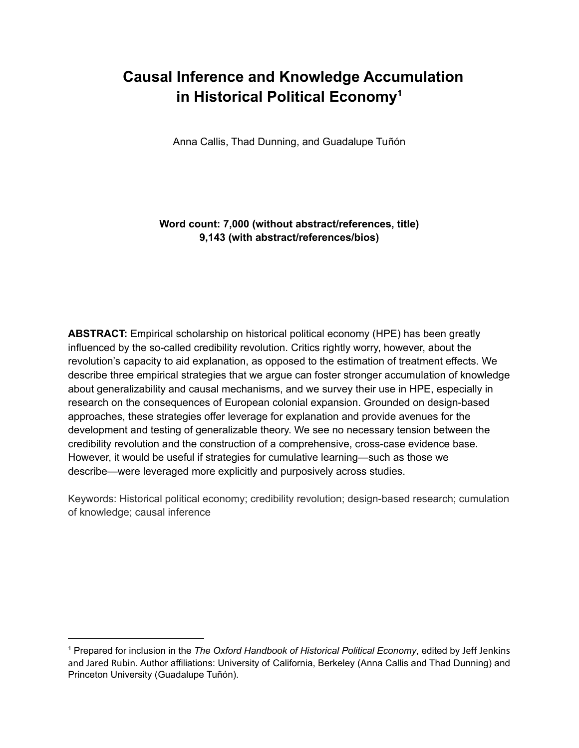# Causal Inference and Knowledge Accumulation in Historical Political Economy[1]

Anna Callis, Thad Dunning, and Guadalupe Tuñón

**Word count: 7,000 (without abstract/references, title)**
**9,143 (with abstract/references/bios)**

**ABSTRACT:** Empirical scholarship on historical political economy (HPE) has been greatly influenced by the so-called credibility revolution. Critics rightly worry, however, about the revolution's capacity to aid explanation, as opposed to the estimation of treatment effects. We describe three empirical strategies that we argue can foster stronger accumulation of knowledge about generalizability and causal mechanisms, and we survey their use in HPE, especially in research on the consequences of European colonial expansion. Grounded on design-based approaches, these strategies offer leverage for explanation and provide avenues for the development and testing of generalizable theory. We see no necessary tension between the credibility revolution and the construction of a comprehensive, cross-case evidence base. However, it would be useful if strategies for cumulative learning—such as those we describe—were leveraged more explicitly and purposively across studies.

Keywords: Historical political economy; credibility revolution; design-based research; cumulation of knowledge; causal inference

[1] Prepared for inclusion in the *The Oxford Handbook of Historical Political Economy*, edited by Jeff Jenkins and Jared Rubin. Author affiliations: University of California, Berkeley (Anna Callis and Thad Dunning) and Princeton University (Guadalupe Tuñón).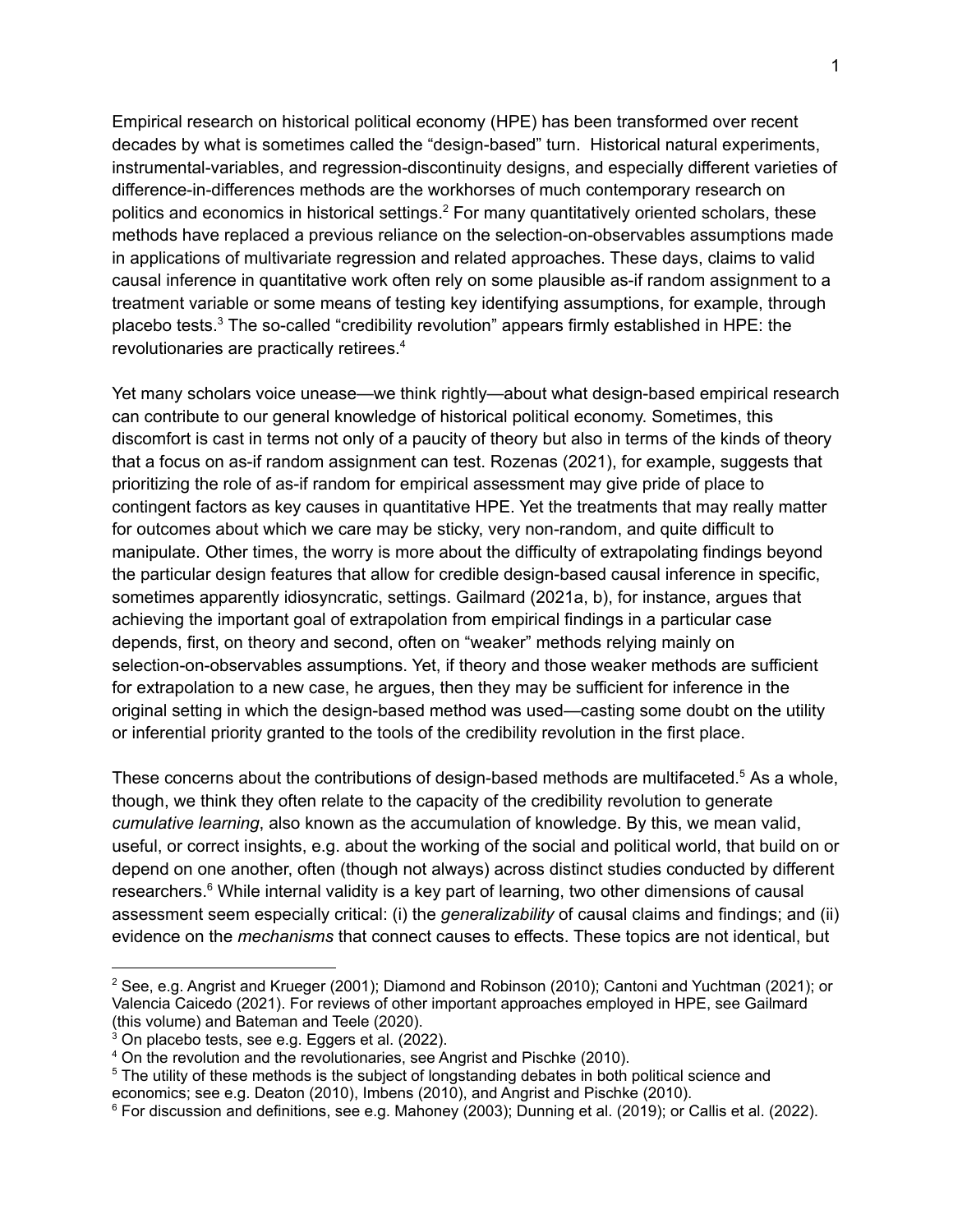Empirical research on historical political economy (HPE) has been transformed over recent decades by what is sometimes called the "design-based" turn. Historical natural experiments, instrumental-variables, and regression-discontinuity designs, and especially different varieties of difference-in-differences methods are the workhorses of much contemporary research on politics and economics in historical settings.[2] For many quantitatively oriented scholars, these methods have replaced a previous reliance on the selection-on-observables assumptions made in applications of multivariate regression and related approaches. These days, claims to valid causal inference in quantitative work often rely on some plausible as-if random assignment to a treatment variable or some means of testing key identifying assumptions, for example, through placebo tests.[3] The so-called "credibility revolution" appears firmly established in HPE: the revolutionaries are practically retirees.[4]

Yet many scholars voice unease—we think rightly—about what design-based empirical research can contribute to our general knowledge of historical political economy. Sometimes, this discomfort is cast in terms not only of a paucity of theory but also in terms of the kinds of theory that a focus on as-if random assignment can test. Rozenas (2021), for example, suggests that prioritizing the role of as-if random for empirical assessment may give pride of place to contingent factors as key causes in quantitative HPE. Yet the treatments that may really matter for outcomes about which we care may be sticky, very non-random, and quite difficult to manipulate. Other times, the worry is more about the difficulty of extrapolating findings beyond the particular design features that allow for credible design-based causal inference in specific, sometimes apparently idiosyncratic, settings. Gailmard (2021a, b), for instance, argues that achieving the important goal of extrapolation from empirical findings in a particular case depends, first, on theory and second, often on "weaker" methods relying mainly on selection-on-observables assumptions. Yet, if theory and those weaker methods are sufficient for extrapolation to a new case, he argues, then they may be sufficient for inference in the original setting in which the design-based method was used—casting some doubt on the utility or inferential priority granted to the tools of the credibility revolution in the first place.

These concerns about the contributions of design-based methods are multifaceted.[5] As a whole, though, we think they often relate to the capacity of the credibility revolution to generate *cumulative learning*, also known as the accumulation of knowledge. By this, we mean valid, useful, or correct insights, e.g. about the working of the social and political world, that build on or depend on one another, often (though not always) across distinct studies conducted by different researchers.[6] While internal validity is a key part of learning, two other dimensions of causal assessment seem especially critical: (i) the *generalizability* of causal claims and findings; and (ii) evidence on the *mechanisms* that connect causes to effects. These topics are not identical, but

[2] See, e.g. Angrist and Krueger (2001); Diamond and Robinson (2010); Cantoni and Yuchtman (2021); or Valencia Caicedo (2021). For reviews of other important approaches employed in HPE, see Gailmard (this volume) and Bateman and Teele (2020).
[3] On placebo tests, see e.g. Eggers et al. (2022).
[4] On the revolution and the revolutionaries, see Angrist and Pischke (2010).
[5] The utility of these methods is the subject of longstanding debates in both political science and economics; see e.g. Deaton (2010), Imbens (2010), and Angrist and Pischke (2010).
[6] For discussion and definitions, see e.g. Mahoney (2003); Dunning et al. (2019); or Callis et al. (2022).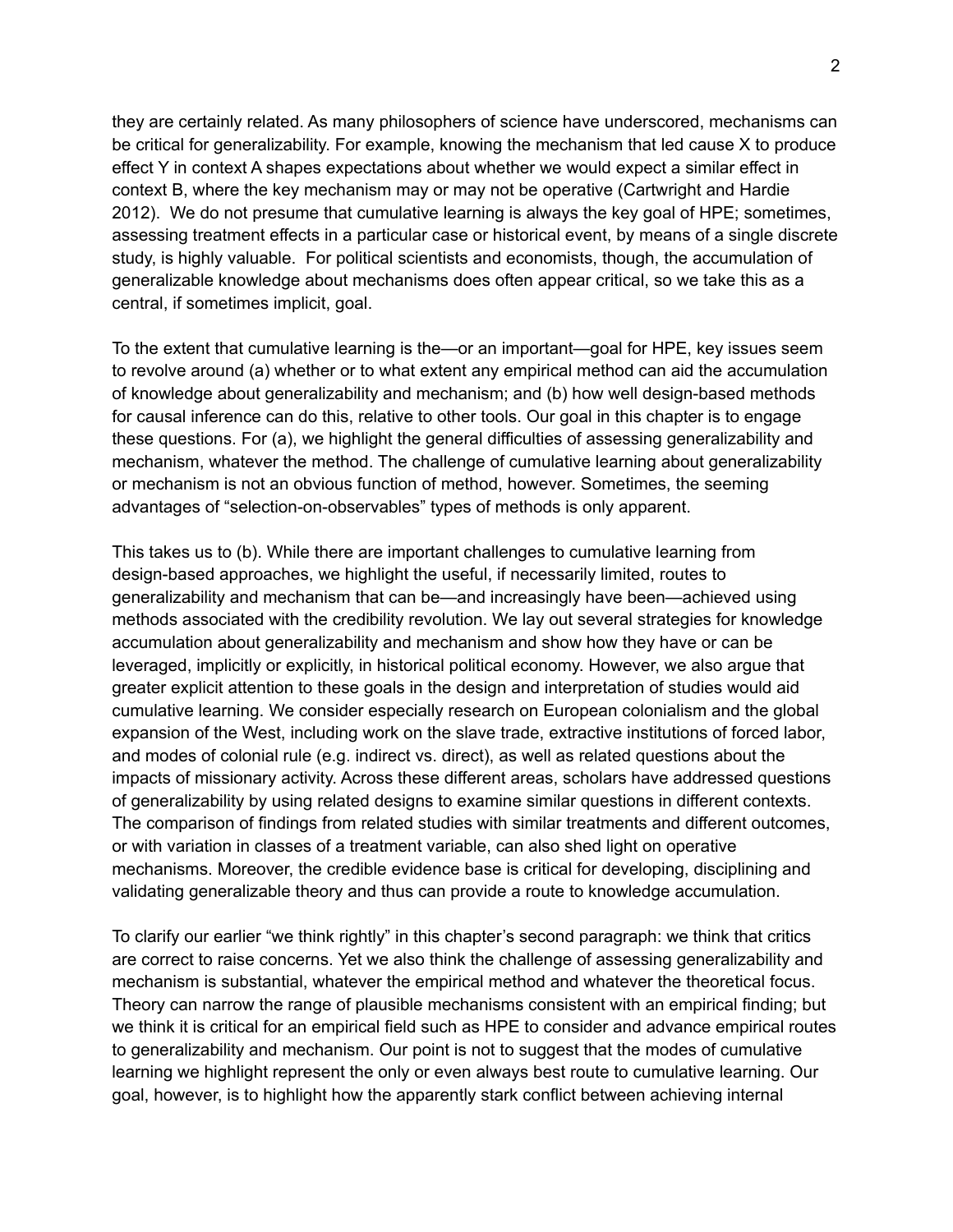they are certainly related. As many philosophers of science have underscored, mechanisms can be critical for generalizability. For example, knowing the mechanism that led cause X to produce effect Y in context A shapes expectations about whether we would expect a similar effect in context B, where the key mechanism may or may not be operative (Cartwright and Hardie 2012). We do not presume that cumulative learning is always the key goal of HPE; sometimes, assessing treatment effects in a particular case or historical event, by means of a single discrete study, is highly valuable. For political scientists and economists, though, the accumulation of generalizable knowledge about mechanisms does often appear critical, so we take this as a central, if sometimes implicit, goal.

To the extent that cumulative learning is the—or an important—goal for HPE, key issues seem to revolve around (a) whether or to what extent any empirical method can aid the accumulation of knowledge about generalizability and mechanism; and (b) how well design-based methods for causal inference can do this, relative to other tools. Our goal in this chapter is to engage these questions. For (a), we highlight the general difficulties of assessing generalizability and mechanism, whatever the method. The challenge of cumulative learning about generalizability or mechanism is not an obvious function of method, however. Sometimes, the seeming advantages of "selection-on-observables" types of methods is only apparent.

This takes us to (b). While there are important challenges to cumulative learning from design-based approaches, we highlight the useful, if necessarily limited, routes to generalizability and mechanism that can be—and increasingly have been—achieved using methods associated with the credibility revolution. We lay out several strategies for knowledge accumulation about generalizability and mechanism and show how they have or can be leveraged, implicitly or explicitly, in historical political economy. However, we also argue that greater explicit attention to these goals in the design and interpretation of studies would aid cumulative learning. We consider especially research on European colonialism and the global expansion of the West, including work on the slave trade, extractive institutions of forced labor, and modes of colonial rule (e.g. indirect vs. direct), as well as related questions about the impacts of missionary activity. Across these different areas, scholars have addressed questions of generalizability by using related designs to examine similar questions in different contexts. The comparison of findings from related studies with similar treatments and different outcomes, or with variation in classes of a treatment variable, can also shed light on operative mechanisms. Moreover, the credible evidence base is critical for developing, disciplining and validating generalizable theory and thus can provide a route to knowledge accumulation.

To clarify our earlier "we think rightly" in this chapter's second paragraph: we think that critics are correct to raise concerns. Yet we also think the challenge of assessing generalizability and mechanism is substantial, whatever the empirical method and whatever the theoretical focus. Theory can narrow the range of plausible mechanisms consistent with an empirical finding; but we think it is critical for an empirical field such as HPE to consider and advance empirical routes to generalizability and mechanism. Our point is not to suggest that the modes of cumulative learning we highlight represent the only or even always best route to cumulative learning. Our goal, however, is to highlight how the apparently stark conflict between achieving internal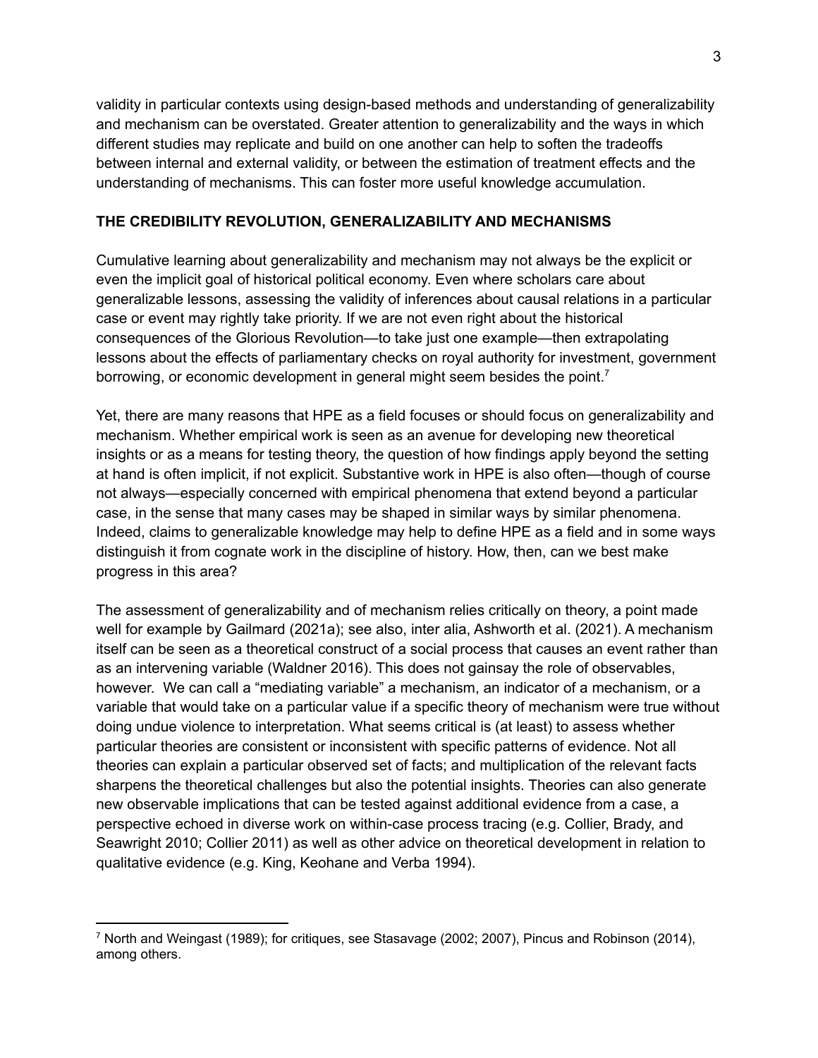validity in particular contexts using design-based methods and understanding of generalizability and mechanism can be overstated. Greater attention to generalizability and the ways in which different studies may replicate and build on one another can help to soften the tradeoffs between internal and external validity, or between the estimation of treatment effects and the understanding of mechanisms. This can foster more useful knowledge accumulation.

## THE CREDIBILITY REVOLUTION, GENERALIZABILITY AND MECHANISMS

Cumulative learning about generalizability and mechanism may not always be the explicit or even the implicit goal of historical political economy. Even where scholars care about generalizable lessons, assessing the validity of inferences about causal relations in a particular case or event may rightly take priority. If we are not even right about the historical consequences of the Glorious Revolution—to take just one example—then extrapolating lessons about the effects of parliamentary checks on royal authority for investment, government borrowing, or economic development in general might seem besides the point.[7]

Yet, there are many reasons that HPE as a field focuses or should focus on generalizability and mechanism. Whether empirical work is seen as an avenue for developing new theoretical insights or as a means for testing theory, the question of how findings apply beyond the setting at hand is often implicit, if not explicit. Substantive work in HPE is also often—though of course not always—especially concerned with empirical phenomena that extend beyond a particular case, in the sense that many cases may be shaped in similar ways by similar phenomena. Indeed, claims to generalizable knowledge may help to define HPE as a field and in some ways distinguish it from cognate work in the discipline of history. How, then, can we best make progress in this area?

The assessment of generalizability and of mechanism relies critically on theory, a point made well for example by Gailmard (2021a); see also, inter alia, Ashworth et al. (2021). A mechanism itself can be seen as a theoretical construct of a social process that causes an event rather than as an intervening variable (Waldner 2016). This does not gainsay the role of observables, however. We can call a "mediating variable" a mechanism, an indicator of a mechanism, or a variable that would take on a particular value if a specific theory of mechanism were true without doing undue violence to interpretation. What seems critical is (at least) to assess whether particular theories are consistent or inconsistent with specific patterns of evidence. Not all theories can explain a particular observed set of facts; and multiplication of the relevant facts sharpens the theoretical challenges but also the potential insights. Theories can also generate new observable implications that can be tested against additional evidence from a case, a perspective echoed in diverse work on within-case process tracing (e.g. Collier, Brady, and Seawright 2010; Collier 2011) as well as other advice on theoretical development in relation to qualitative evidence (e.g. King, Keohane and Verba 1994).

[7] North and Weingast (1989); for critiques, see Stasavage (2002; 2007), Pincus and Robinson (2014), among others.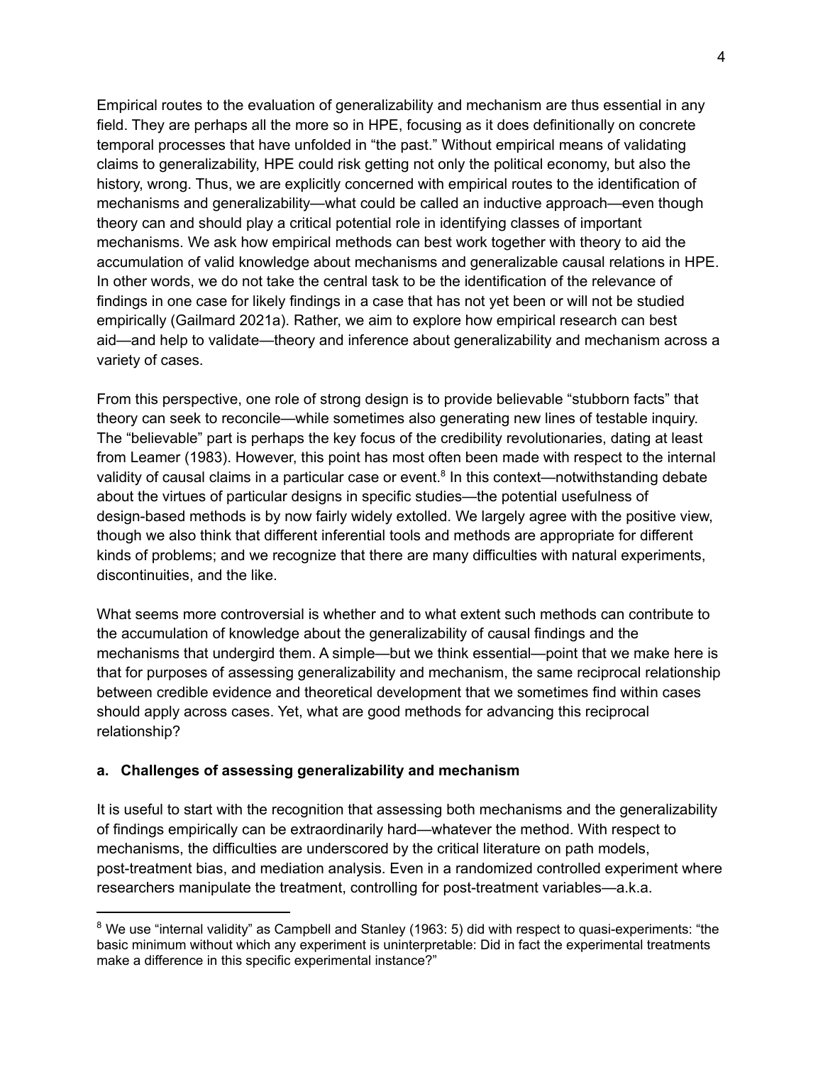Empirical routes to the evaluation of generalizability and mechanism are thus essential in any field. They are perhaps all the more so in HPE, focusing as it does definitionally on concrete temporal processes that have unfolded in "the past." Without empirical means of validating claims to generalizability, HPE could risk getting not only the political economy, but also the history, wrong. Thus, we are explicitly concerned with empirical routes to the identification of mechanisms and generalizability—what could be called an inductive approach—even though theory can and should play a critical potential role in identifying classes of important mechanisms. We ask how empirical methods can best work together with theory to aid the accumulation of valid knowledge about mechanisms and generalizable causal relations in HPE. In other words, we do not take the central task to be the identification of the relevance of findings in one case for likely findings in a case that has not yet been or will not be studied empirically (Gailmard 2021a). Rather, we aim to explore how empirical research can best aid—and help to validate—theory and inference about generalizability and mechanism across a variety of cases.

From this perspective, one role of strong design is to provide believable "stubborn facts" that theory can seek to reconcile—while sometimes also generating new lines of testable inquiry. The "believable" part is perhaps the key focus of the credibility revolutionaries, dating at least from Leamer (1983). However, this point has most often been made with respect to the internal validity of causal claims in a particular case or event.[8] In this context—notwithstanding debate about the virtues of particular designs in specific studies—the potential usefulness of design-based methods is by now fairly widely extolled. We largely agree with the positive view, though we also think that different inferential tools and methods are appropriate for different kinds of problems; and we recognize that there are many difficulties with natural experiments, discontinuities, and the like.

What seems more controversial is whether and to what extent such methods can contribute to the accumulation of knowledge about the generalizability of causal findings and the mechanisms that undergird them. A simple—but we think essential—point that we make here is that for purposes of assessing generalizability and mechanism, the same reciprocal relationship between credible evidence and theoretical development that we sometimes find within cases should apply across cases. Yet, what are good methods for advancing this reciprocal relationship?

### a. Challenges of assessing generalizability and mechanism

It is useful to start with the recognition that assessing both mechanisms and the generalizability of findings empirically can be extraordinarily hard—whatever the method. With respect to mechanisms, the difficulties are underscored by the critical literature on path models, post-treatment bias, and mediation analysis. Even in a randomized controlled experiment where researchers manipulate the treatment, controlling for post-treatment variables—a.k.a.

---

[8] We use "internal validity" as Campbell and Stanley (1963: 5) did with respect to quasi-experiments: "the basic minimum without which any experiment is uninterpretable: Did in fact the experimental treatments make a difference in this specific experimental instance?"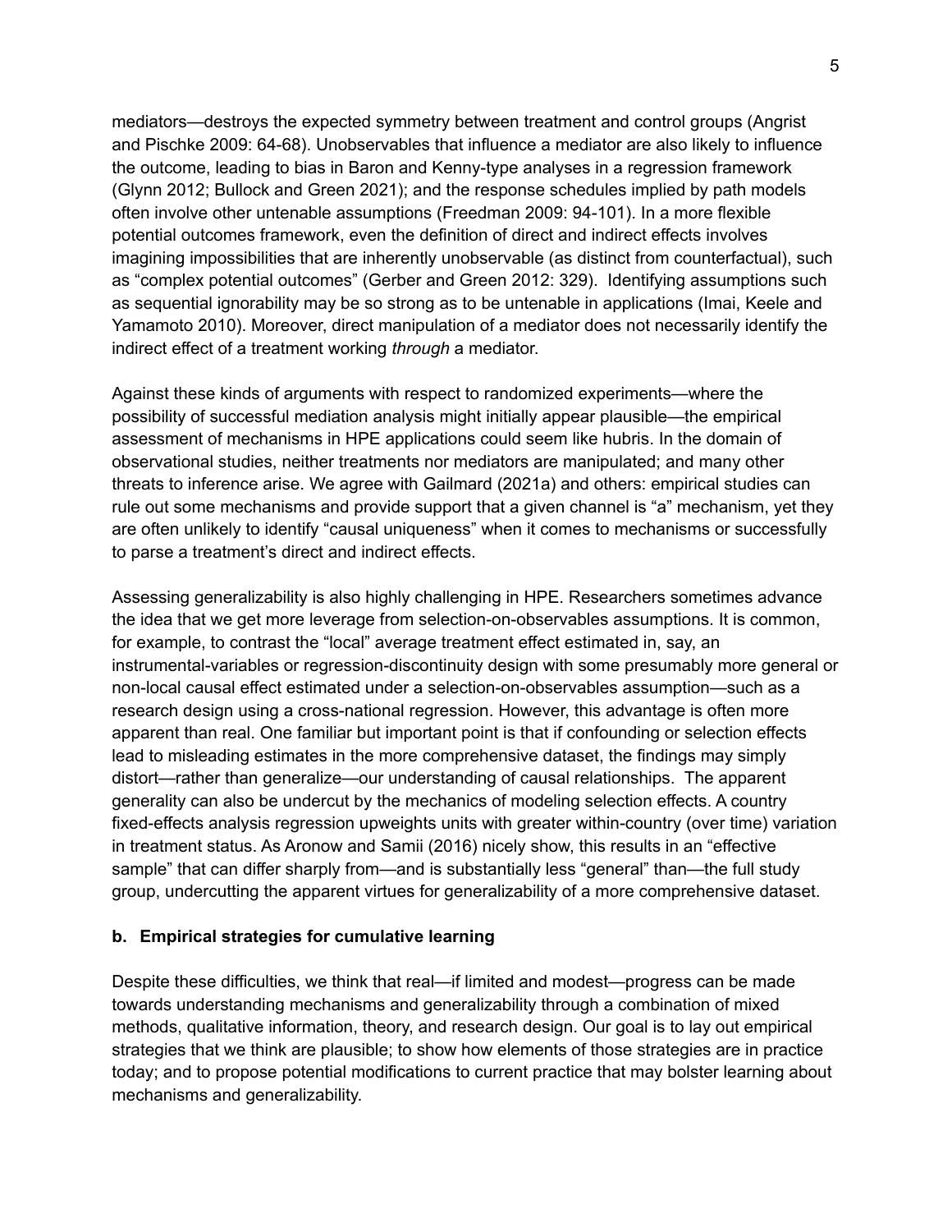mediators—destroys the expected symmetry between treatment and control groups (Angrist and Pischke 2009: 64-68). Unobservables that influence a mediator are also likely to influence the outcome, leading to bias in Baron and Kenny-type analyses in a regression framework (Glynn 2012; Bullock and Green 2021); and the response schedules implied by path models often involve other untenable assumptions (Freedman 2009: 94-101). In a more flexible potential outcomes framework, even the definition of direct and indirect effects involves imagining impossibilities that are inherently unobservable (as distinct from counterfactual), such as "complex potential outcomes" (Gerber and Green 2012: 329). Identifying assumptions such as sequential ignorability may be so strong as to be untenable in applications (Imai, Keele and Yamamoto 2010). Moreover, direct manipulation of a mediator does not necessarily identify the indirect effect of a treatment working *through* a mediator.

Against these kinds of arguments with respect to randomized experiments—where the possibility of successful mediation analysis might initially appear plausible—the empirical assessment of mechanisms in HPE applications could seem like hubris. In the domain of observational studies, neither treatments nor mediators are manipulated; and many other threats to inference arise. We agree with Gailmard (2021a) and others: empirical studies can rule out some mechanisms and provide support that a given channel is "a" mechanism, yet they are often unlikely to identify "causal uniqueness" when it comes to mechanisms or successfully to parse a treatment's direct and indirect effects.

Assessing generalizability is also highly challenging in HPE. Researchers sometimes advance the idea that we get more leverage from selection-on-observables assumptions. It is common, for example, to contrast the "local" average treatment effect estimated in, say, an instrumental-variables or regression-discontinuity design with some presumably more general or non-local causal effect estimated under a selection-on-observables assumption—such as a research design using a cross-national regression. However, this advantage is often more apparent than real. One familiar but important point is that if confounding or selection effects lead to misleading estimates in the more comprehensive dataset, the findings may simply distort—rather than generalize—our understanding of causal relationships. The apparent generality can also be undercut by the mechanics of modeling selection effects. A country fixed-effects analysis regression upweights units with greater within-country (over time) variation in treatment status. As Aronow and Samii (2016) nicely show, this results in an "effective sample" that can differ sharply from—and is substantially less "general" than—the full study group, undercutting the apparent virtues for generalizability of a more comprehensive dataset.

### b. Empirical strategies for cumulative learning

Despite these difficulties, we think that real—if limited and modest—progress can be made towards understanding mechanisms and generalizability through a combination of mixed methods, qualitative information, theory, and research design. Our goal is to lay out empirical strategies that we think are plausible; to show how elements of those strategies are in practice today; and to propose potential modifications to current practice that may bolster learning about mechanisms and generalizability.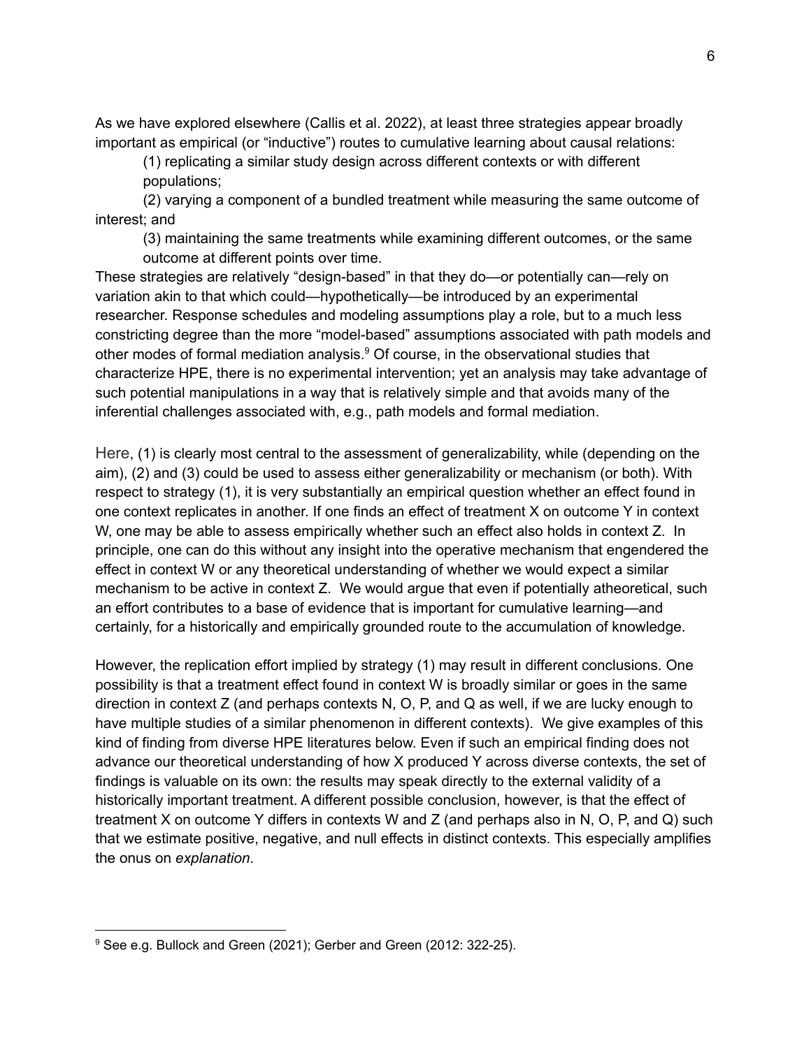As we have explored elsewhere (Callis et al. 2022), at least three strategies appear broadly important as empirical (or "inductive") routes to cumulative learning about causal relations:

(1) replicating a similar study design across different contexts or with different populations;

(2) varying a component of a bundled treatment while measuring the same outcome of interest; and

(3) maintaining the same treatments while examining different outcomes, or the same outcome at different points over time.

These strategies are relatively "design-based" in that they do—or potentially can—rely on variation akin to that which could—hypothetically—be introduced by an experimental researcher. Response schedules and modeling assumptions play a role, but to a much less constricting degree than the more "model-based" assumptions associated with path models and other modes of formal mediation analysis.[9] Of course, in the observational studies that characterize HPE, there is no experimental intervention; yet an analysis may take advantage of such potential manipulations in a way that is relatively simple and that avoids many of the inferential challenges associated with, e.g., path models and formal mediation.

Here, (1) is clearly most central to the assessment of generalizability, while (depending on the aim), (2) and (3) could be used to assess either generalizability or mechanism (or both). With respect to strategy (1), it is very substantially an empirical question whether an effect found in one context replicates in another. If one finds an effect of treatment X on outcome Y in context W, one may be able to assess empirically whether such an effect also holds in context Z. In principle, one can do this without any insight into the operative mechanism that engendered the effect in context W or any theoretical understanding of whether we would expect a similar mechanism to be active in context Z. We would argue that even if potentially atheoretical, such an effort contributes to a base of evidence that is important for cumulative learning—and certainly, for a historically and empirically grounded route to the accumulation of knowledge.

However, the replication effort implied by strategy (1) may result in different conclusions. One possibility is that a treatment effect found in context W is broadly similar or goes in the same direction in context Z (and perhaps contexts N, O, P, and Q as well, if we are lucky enough to have multiple studies of a similar phenomenon in different contexts). We give examples of this kind of finding from diverse HPE literatures below. Even if such an empirical finding does not advance our theoretical understanding of how X produced Y across diverse contexts, the set of findings is valuable on its own: the results may speak directly to the external validity of a historically important treatment. A different possible conclusion, however, is that the effect of treatment X on outcome Y differs in contexts W and Z (and perhaps also in N, O, P, and Q) such that we estimate positive, negative, and null effects in distinct contexts. This especially amplifies the onus on *explanation*.

---

[9] See e.g. Bullock and Green (2021); Gerber and Green (2012: 322-25).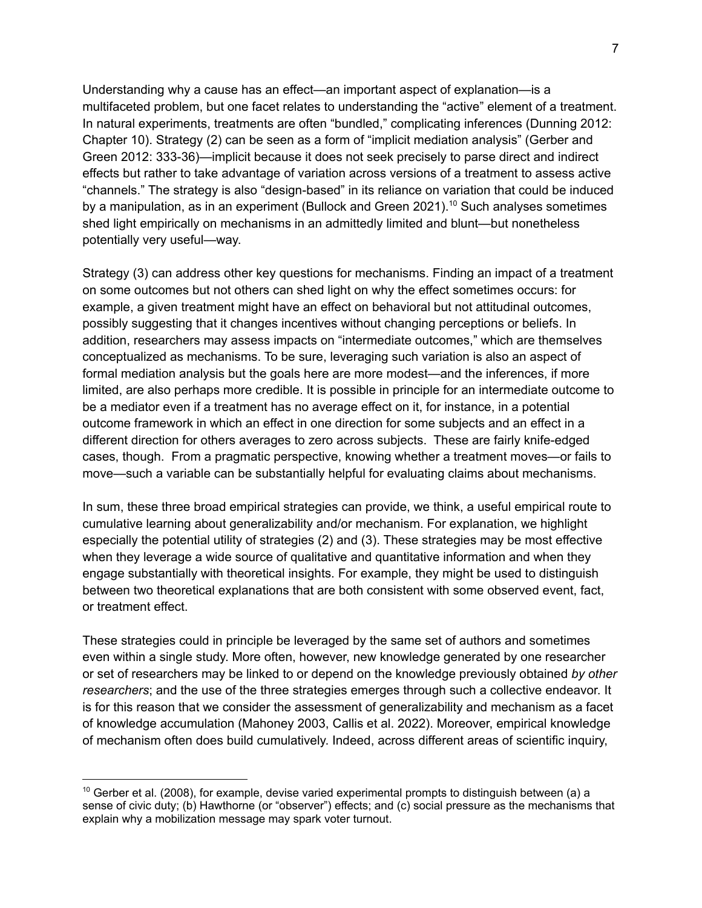Understanding why a cause has an effect—an important aspect of explanation—is a multifaceted problem, but one facet relates to understanding the "active" element of a treatment. In natural experiments, treatments are often "bundled," complicating inferences (Dunning 2012: Chapter 10). Strategy (2) can be seen as a form of "implicit mediation analysis" (Gerber and Green 2012: 333-36)—implicit because it does not seek precisely to parse direct and indirect effects but rather to take advantage of variation across versions of a treatment to assess active "channels." The strategy is also "design-based" in its reliance on variation that could be induced by a manipulation, as in an experiment (Bullock and Green 2021).[10] Such analyses sometimes shed light empirically on mechanisms in an admittedly limited and blunt—but nonetheless potentially very useful—way.

Strategy (3) can address other key questions for mechanisms. Finding an impact of a treatment on some outcomes but not others can shed light on why the effect sometimes occurs: for example, a given treatment might have an effect on behavioral but not attitudinal outcomes, possibly suggesting that it changes incentives without changing perceptions or beliefs. In addition, researchers may assess impacts on "intermediate outcomes," which are themselves conceptualized as mechanisms. To be sure, leveraging such variation is also an aspect of formal mediation analysis but the goals here are more modest—and the inferences, if more limited, are also perhaps more credible. It is possible in principle for an intermediate outcome to be a mediator even if a treatment has no average effect on it, for instance, in a potential outcome framework in which an effect in one direction for some subjects and an effect in a different direction for others averages to zero across subjects. These are fairly knife-edged cases, though. From a pragmatic perspective, knowing whether a treatment moves—or fails to move—such a variable can be substantially helpful for evaluating claims about mechanisms.

In sum, these three broad empirical strategies can provide, we think, a useful empirical route to cumulative learning about generalizability and/or mechanism. For explanation, we highlight especially the potential utility of strategies (2) and (3). These strategies may be most effective when they leverage a wide source of qualitative and quantitative information and when they engage substantially with theoretical insights. For example, they might be used to distinguish between two theoretical explanations that are both consistent with some observed event, fact, or treatment effect.

These strategies could in principle be leveraged by the same set of authors and sometimes even within a single study. More often, however, new knowledge generated by one researcher or set of researchers may be linked to or depend on the knowledge previously obtained *by other researchers*; and the use of the three strategies emerges through such a collective endeavor. It is for this reason that we consider the assessment of generalizability and mechanism as a facet of knowledge accumulation (Mahoney 2003, Callis et al. 2022). Moreover, empirical knowledge of mechanism often does build cumulatively. Indeed, across different areas of scientific inquiry,

[10] Gerber et al. (2008), for example, devise varied experimental prompts to distinguish between (a) a sense of civic duty; (b) Hawthorne (or "observer") effects; and (c) social pressure as the mechanisms that explain why a mobilization message may spark voter turnout.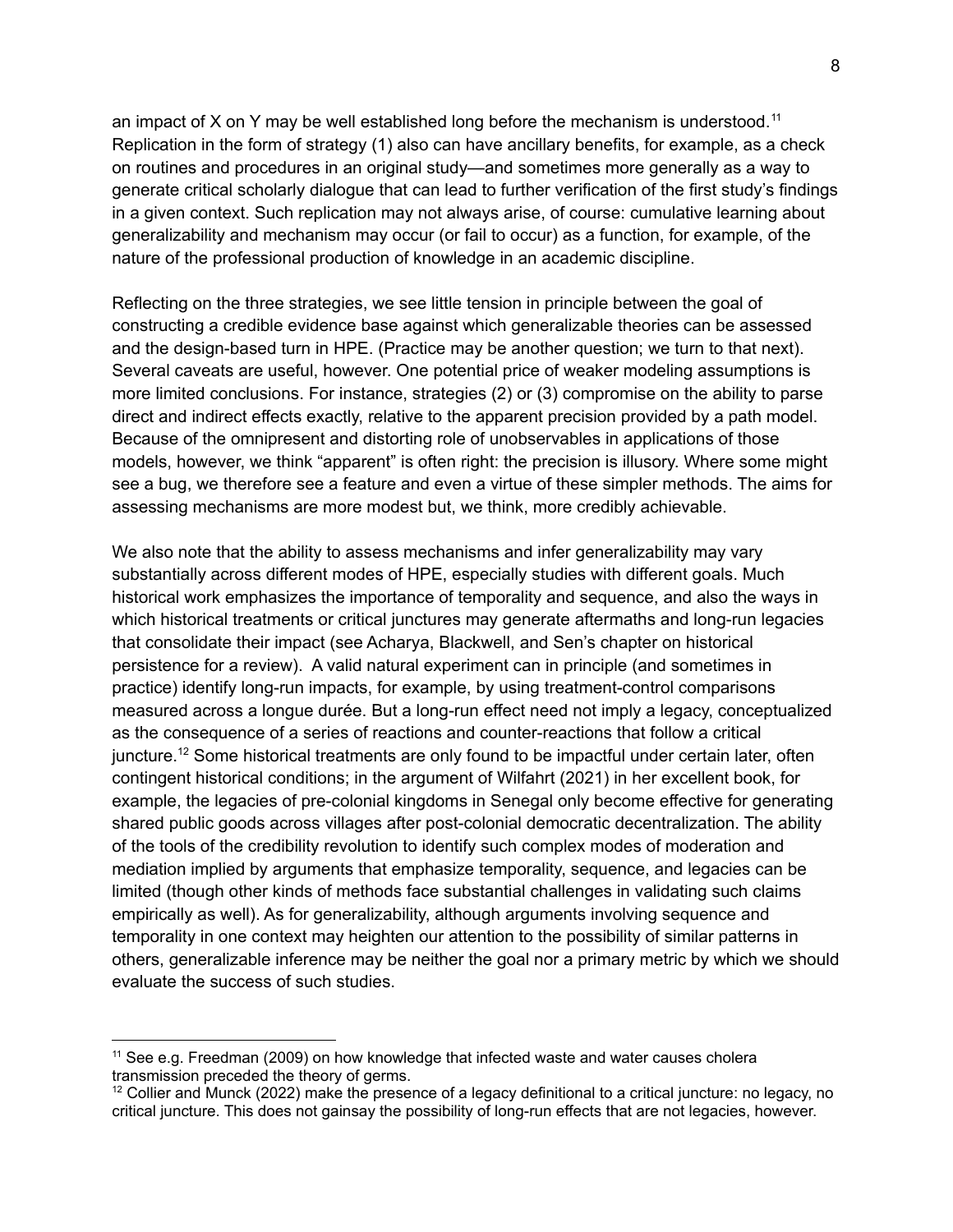an impact of X on Y may be well established long before the mechanism is understood.[11] Replication in the form of strategy (1) also can have ancillary benefits, for example, as a check on routines and procedures in an original study—and sometimes more generally as a way to generate critical scholarly dialogue that can lead to further verification of the first study's findings in a given context. Such replication may not always arise, of course: cumulative learning about generalizability and mechanism may occur (or fail to occur) as a function, for example, of the nature of the professional production of knowledge in an academic discipline.

Reflecting on the three strategies, we see little tension in principle between the goal of constructing a credible evidence base against which generalizable theories can be assessed and the design-based turn in HPE. (Practice may be another question; we turn to that next). Several caveats are useful, however. One potential price of weaker modeling assumptions is more limited conclusions. For instance, strategies (2) or (3) compromise on the ability to parse direct and indirect effects exactly, relative to the apparent precision provided by a path model. Because of the omnipresent and distorting role of unobservables in applications of those models, however, we think "apparent" is often right: the precision is illusory. Where some might see a bug, we therefore see a feature and even a virtue of these simpler methods. The aims for assessing mechanisms are more modest but, we think, more credibly achievable.

We also note that the ability to assess mechanisms and infer generalizability may vary substantially across different modes of HPE, especially studies with different goals. Much historical work emphasizes the importance of temporality and sequence, and also the ways in which historical treatments or critical junctures may generate aftermaths and long-run legacies that consolidate their impact (see Acharya, Blackwell, and Sen's chapter on historical persistence for a review). A valid natural experiment can in principle (and sometimes in practice) identify long-run impacts, for example, by using treatment-control comparisons measured across a longue durée. But a long-run effect need not imply a legacy, conceptualized as the consequence of a series of reactions and counter-reactions that follow a critical juncture.[12] Some historical treatments are only found to be impactful under certain later, often contingent historical conditions; in the argument of Wilfahrt (2021) in her excellent book, for example, the legacies of pre-colonial kingdoms in Senegal only become effective for generating shared public goods across villages after post-colonial democratic decentralization. The ability of the tools of the credibility revolution to identify such complex modes of moderation and mediation implied by arguments that emphasize temporality, sequence, and legacies can be limited (though other kinds of methods face substantial challenges in validating such claims empirically as well). As for generalizability, although arguments involving sequence and temporality in one context may heighten our attention to the possibility of similar patterns in others, generalizable inference may be neither the goal nor a primary metric by which we should evaluate the success of such studies.

---

[11] See e.g. Freedman (2009) on how knowledge that infected waste and water causes cholera transmission preceded the theory of germs.

[12] Collier and Munck (2022) make the presence of a legacy definitional to a critical juncture: no legacy, no critical juncture. This does not gainsay the possibility of long-run effects that are not legacies, however.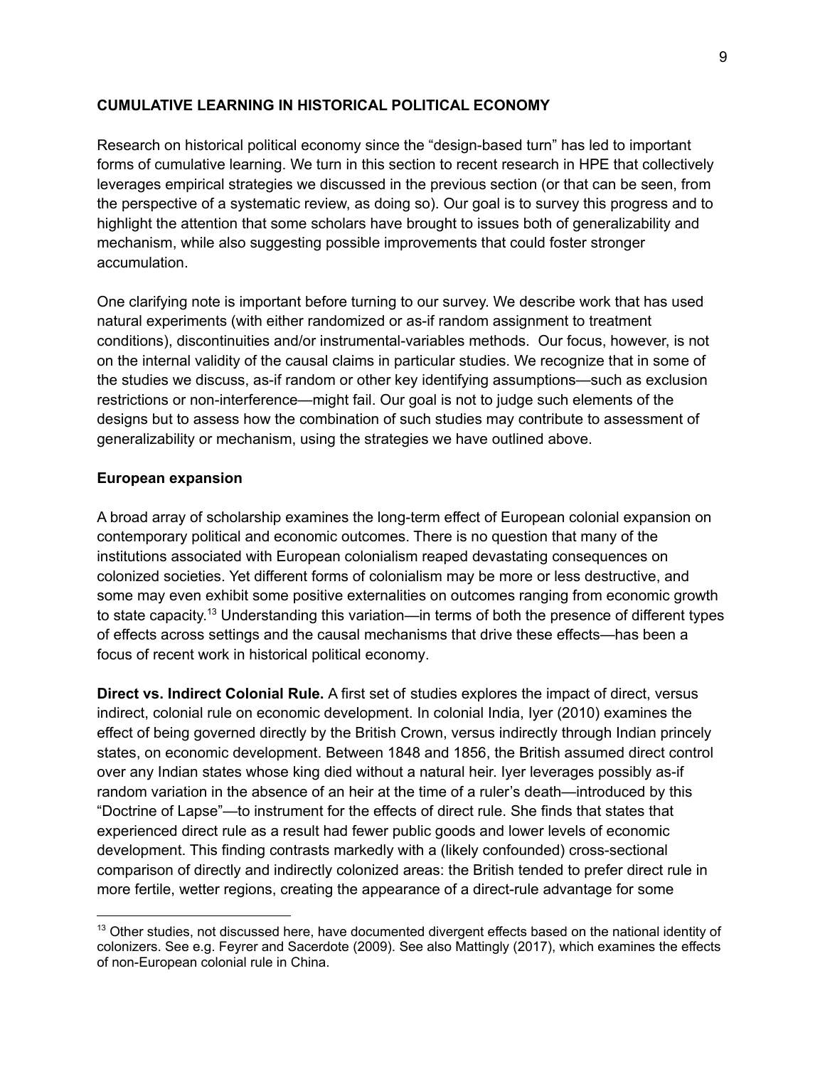## CUMULATIVE LEARNING IN HISTORICAL POLITICAL ECONOMY

Research on historical political economy since the "design-based turn" has led to important forms of cumulative learning. We turn in this section to recent research in HPE that collectively leverages empirical strategies we discussed in the previous section (or that can be seen, from the perspective of a systematic review, as doing so). Our goal is to survey this progress and to highlight the attention that some scholars have brought to issues both of generalizability and mechanism, while also suggesting possible improvements that could foster stronger accumulation.

One clarifying note is important before turning to our survey. We describe work that has used natural experiments (with either randomized or as-if random assignment to treatment conditions), discontinuities and/or instrumental-variables methods. Our focus, however, is not on the internal validity of the causal claims in particular studies. We recognize that in some of the studies we discuss, as-if random or other key identifying assumptions—such as exclusion restrictions or non-interference—might fail. Our goal is not to judge such elements of the designs but to assess how the combination of such studies may contribute to assessment of generalizability or mechanism, using the strategies we have outlined above.

### European expansion

A broad array of scholarship examines the long-term effect of European colonial expansion on contemporary political and economic outcomes. There is no question that many of the institutions associated with European colonialism reaped devastating consequences on colonized societies. Yet different forms of colonialism may be more or less destructive, and some may even exhibit some positive externalities on outcomes ranging from economic growth to state capacity.[13] Understanding this variation—in terms of both the presence of different types of effects across settings and the causal mechanisms that drive these effects—has been a focus of recent work in historical political economy.

**Direct vs. Indirect Colonial Rule.** A first set of studies explores the impact of direct, versus indirect, colonial rule on economic development. In colonial India, Iyer (2010) examines the effect of being governed directly by the British Crown, versus indirectly through Indian princely states, on economic development. Between 1848 and 1856, the British assumed direct control over any Indian states whose king died without a natural heir. Iyer leverages possibly as-if random variation in the absence of an heir at the time of a ruler's death—introduced by this "Doctrine of Lapse"—to instrument for the effects of direct rule. She finds that states that experienced direct rule as a result had fewer public goods and lower levels of economic development. This finding contrasts markedly with a (likely confounded) cross-sectional comparison of directly and indirectly colonized areas: the British tended to prefer direct rule in more fertile, wetter regions, creating the appearance of a direct-rule advantage for some

[13] Other studies, not discussed here, have documented divergent effects based on the national identity of colonizers. See e.g. Feyrer and Sacerdote (2009). See also Mattingly (2017), which examines the effects of non-European colonial rule in China.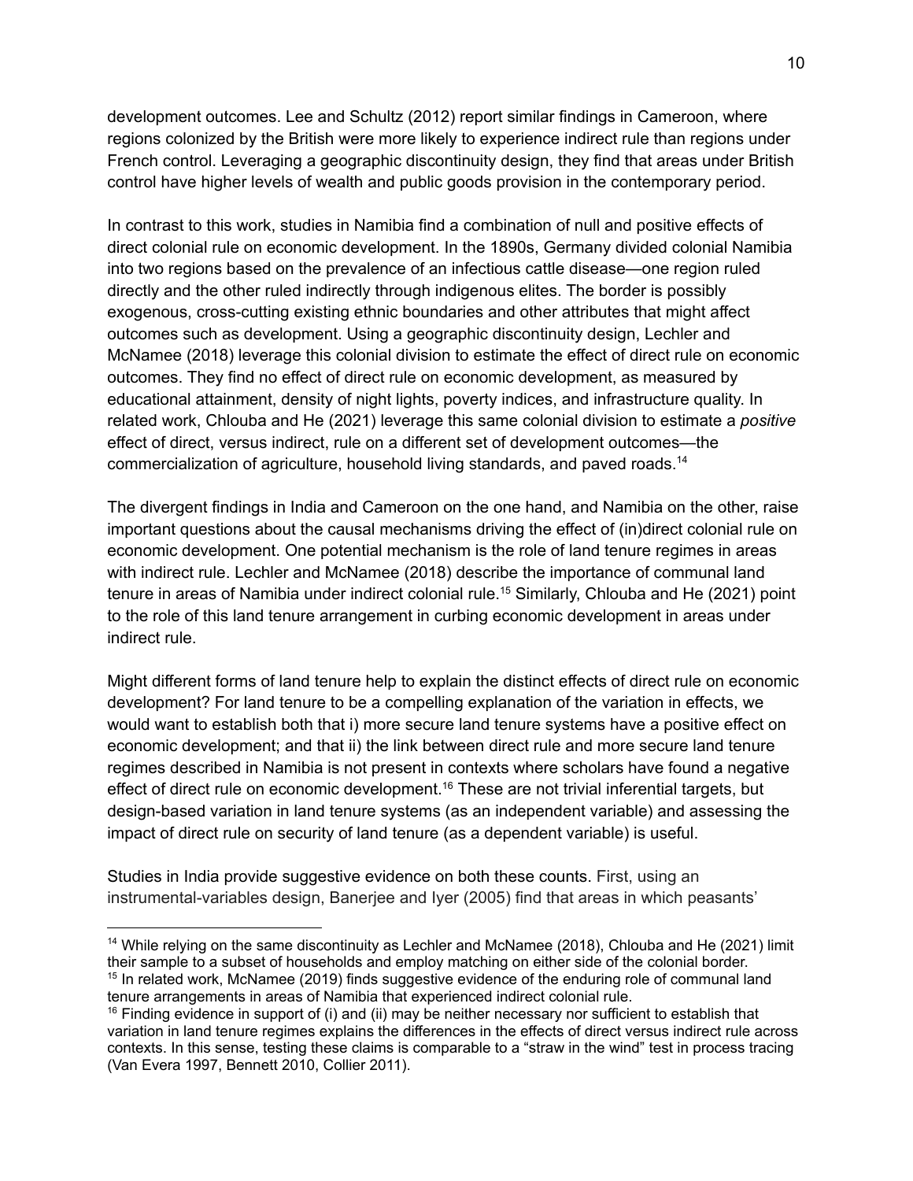development outcomes. Lee and Schultz (2012) report similar findings in Cameroon, where regions colonized by the British were more likely to experience indirect rule than regions under French control. Leveraging a geographic discontinuity design, they find that areas under British control have higher levels of wealth and public goods provision in the contemporary period.

In contrast to this work, studies in Namibia find a combination of null and positive effects of direct colonial rule on economic development. In the 1890s, Germany divided colonial Namibia into two regions based on the prevalence of an infectious cattle disease—one region ruled directly and the other ruled indirectly through indigenous elites. The border is possibly exogenous, cross-cutting existing ethnic boundaries and other attributes that might affect outcomes such as development. Using a geographic discontinuity design, Lechler and McNamee (2018) leverage this colonial division to estimate the effect of direct rule on economic outcomes. They find no effect of direct rule on economic development, as measured by educational attainment, density of night lights, poverty indices, and infrastructure quality. In related work, Chlouba and He (2021) leverage this same colonial division to estimate a *positive* effect of direct, versus indirect, rule on a different set of development outcomes—the commercialization of agriculture, household living standards, and paved roads.[14]

The divergent findings in India and Cameroon on the one hand, and Namibia on the other, raise important questions about the causal mechanisms driving the effect of (in)direct colonial rule on economic development. One potential mechanism is the role of land tenure regimes in areas with indirect rule. Lechler and McNamee (2018) describe the importance of communal land tenure in areas of Namibia under indirect colonial rule.[15] Similarly, Chlouba and He (2021) point to the role of this land tenure arrangement in curbing economic development in areas under indirect rule.

Might different forms of land tenure help to explain the distinct effects of direct rule on economic development? For land tenure to be a compelling explanation of the variation in effects, we would want to establish both that i) more secure land tenure systems have a positive effect on economic development; and that ii) the link between direct rule and more secure land tenure regimes described in Namibia is not present in contexts where scholars have found a negative effect of direct rule on economic development.[16] These are not trivial inferential targets, but design-based variation in land tenure systems (as an independent variable) and assessing the impact of direct rule on security of land tenure (as a dependent variable) is useful.

Studies in India provide suggestive evidence on both these counts. First, using an instrumental-variables design, Banerjee and Iyer (2005) find that areas in which peasants'

---

[14] While relying on the same discontinuity as Lechler and McNamee (2018), Chlouba and He (2021) limit their sample to a subset of households and employ matching on either side of the colonial border.

[15] In related work, McNamee (2019) finds suggestive evidence of the enduring role of communal land tenure arrangements in areas of Namibia that experienced indirect colonial rule.

[16] Finding evidence in support of (i) and (ii) may be neither necessary nor sufficient to establish that variation in land tenure regimes explains the differences in the effects of direct versus indirect rule across contexts. In this sense, testing these claims is comparable to a "straw in the wind" test in process tracing (Van Evera 1997, Bennett 2010, Collier 2011).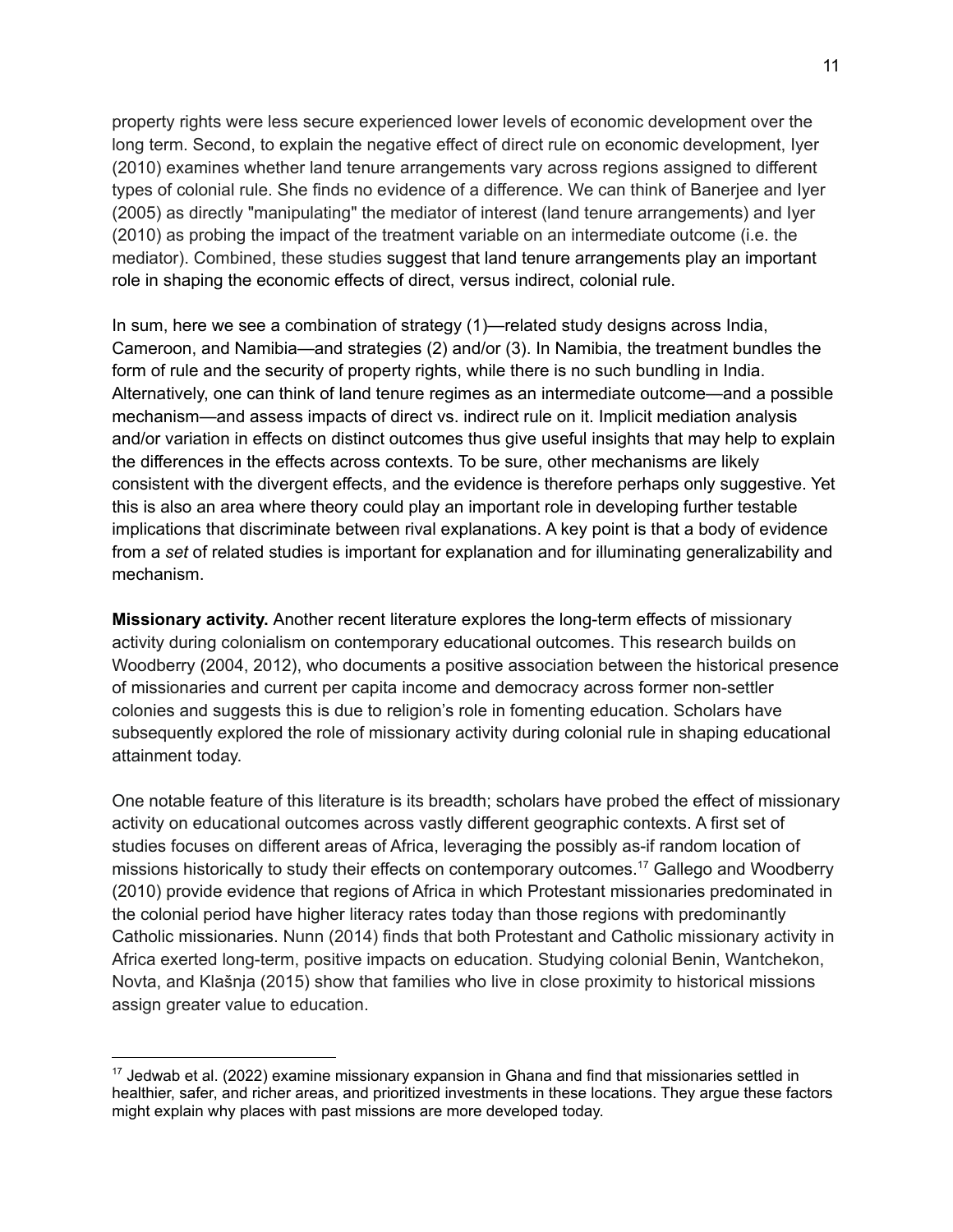property rights were less secure experienced lower levels of economic development over the long term. Second, to explain the negative effect of direct rule on economic development, Iyer (2010) examines whether land tenure arrangements vary across regions assigned to different types of colonial rule. She finds no evidence of a difference. We can think of Banerjee and Iyer (2005) as directly "manipulating" the mediator of interest (land tenure arrangements) and Iyer (2010) as probing the impact of the treatment variable on an intermediate outcome (i.e. the mediator). Combined, these studies suggest that land tenure arrangements play an important role in shaping the economic effects of direct, versus indirect, colonial rule.

In sum, here we see a combination of strategy (1)—related study designs across India, Cameroon, and Namibia—and strategies (2) and/or (3). In Namibia, the treatment bundles the form of rule and the security of property rights, while there is no such bundling in India. Alternatively, one can think of land tenure regimes as an intermediate outcome—and a possible mechanism—and assess impacts of direct vs. indirect rule on it. Implicit mediation analysis and/or variation in effects on distinct outcomes thus give useful insights that may help to explain the differences in the effects across contexts. To be sure, other mechanisms are likely consistent with the divergent effects, and the evidence is therefore perhaps only suggestive. Yet this is also an area where theory could play an important role in developing further testable implications that discriminate between rival explanations. A key point is that a body of evidence from a *set* of related studies is important for explanation and for illuminating generalizability and mechanism.

**Missionary activity.** Another recent literature explores the long-term effects of missionary activity during colonialism on contemporary educational outcomes. This research builds on Woodberry (2004, 2012), who documents a positive association between the historical presence of missionaries and current per capita income and democracy across former non-settler colonies and suggests this is due to religion's role in fomenting education. Scholars have subsequently explored the role of missionary activity during colonial rule in shaping educational attainment today.

One notable feature of this literature is its breadth; scholars have probed the effect of missionary activity on educational outcomes across vastly different geographic contexts. A first set of studies focuses on different areas of Africa, leveraging the possibly as-if random location of missions historically to study their effects on contemporary outcomes.[17] Gallego and Woodberry (2010) provide evidence that regions of Africa in which Protestant missionaries predominated in the colonial period have higher literacy rates today than those regions with predominantly Catholic missionaries. Nunn (2014) finds that both Protestant and Catholic missionary activity in Africa exerted long-term, positive impacts on education. Studying colonial Benin, Wantchekon, Novta, and Klašnja (2015) show that families who live in close proximity to historical missions assign greater value to education.

[17] Jedwab et al. (2022) examine missionary expansion in Ghana and find that missionaries settled in healthier, safer, and richer areas, and prioritized investments in these locations. They argue these factors might explain why places with past missions are more developed today.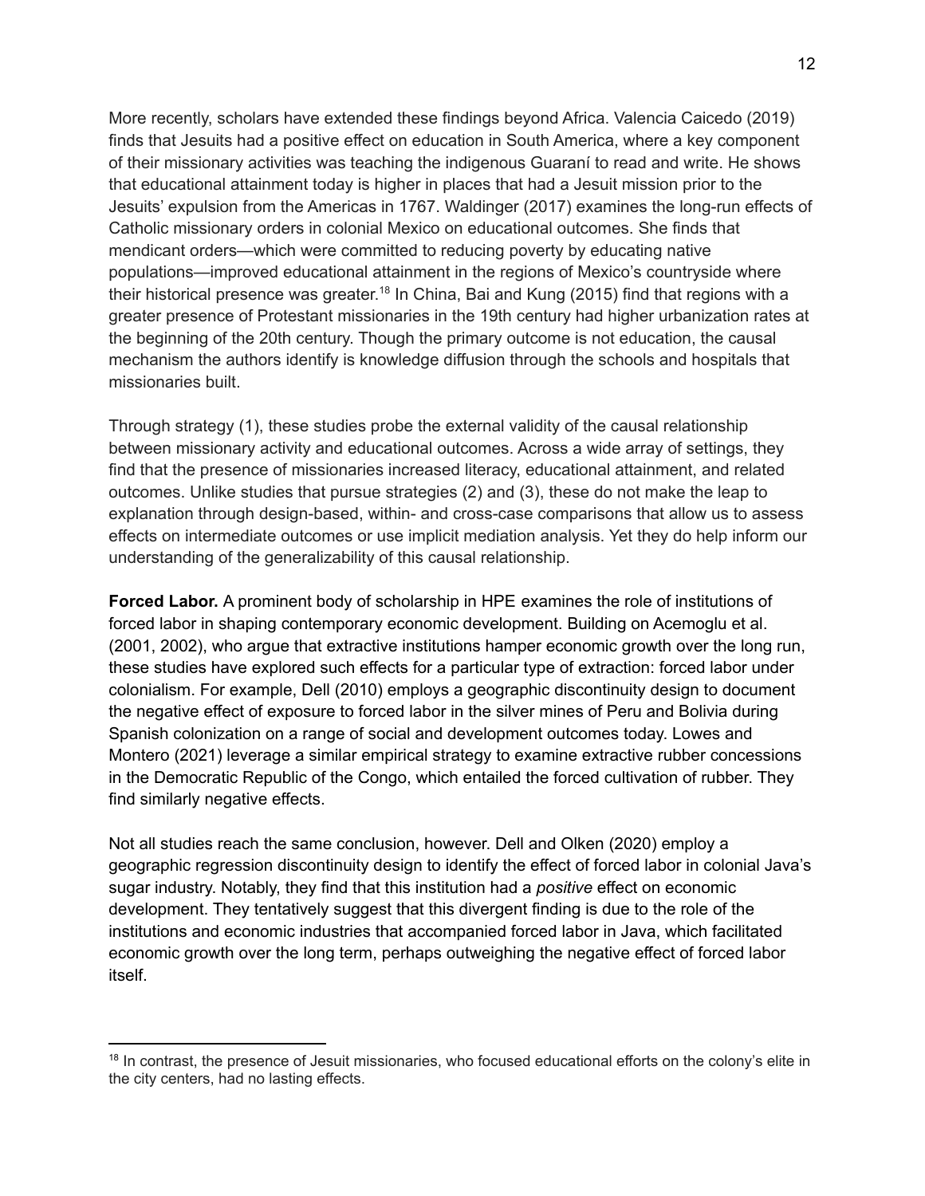More recently, scholars have extended these findings beyond Africa. Valencia Caicedo (2019) finds that Jesuits had a positive effect on education in South America, where a key component of their missionary activities was teaching the indigenous Guaraní to read and write. He shows that educational attainment today is higher in places that had a Jesuit mission prior to the Jesuits' expulsion from the Americas in 1767. Waldinger (2017) examines the long-run effects of Catholic missionary orders in colonial Mexico on educational outcomes. She finds that mendicant orders—which were committed to reducing poverty by educating native populations—improved educational attainment in the regions of Mexico's countryside where their historical presence was greater.[18] In China, Bai and Kung (2015) find that regions with a greater presence of Protestant missionaries in the 19th century had higher urbanization rates at the beginning of the 20th century. Though the primary outcome is not education, the causal mechanism the authors identify is knowledge diffusion through the schools and hospitals that missionaries built.

Through strategy (1), these studies probe the external validity of the causal relationship between missionary activity and educational outcomes. Across a wide array of settings, they find that the presence of missionaries increased literacy, educational attainment, and related outcomes. Unlike studies that pursue strategies (2) and (3), these do not make the leap to explanation through design-based, within- and cross-case comparisons that allow us to assess effects on intermediate outcomes or use implicit mediation analysis. Yet they do help inform our understanding of the generalizability of this causal relationship.

**Forced Labor.** A prominent body of scholarship in HPE examines the role of institutions of forced labor in shaping contemporary economic development. Building on Acemoglu et al. (2001, 2002), who argue that extractive institutions hamper economic growth over the long run, these studies have explored such effects for a particular type of extraction: forced labor under colonialism. For example, Dell (2010) employs a geographic discontinuity design to document the negative effect of exposure to forced labor in the silver mines of Peru and Bolivia during Spanish colonization on a range of social and development outcomes today. Lowes and Montero (2021) leverage a similar empirical strategy to examine extractive rubber concessions in the Democratic Republic of the Congo, which entailed the forced cultivation of rubber. They find similarly negative effects.

Not all studies reach the same conclusion, however. Dell and Olken (2020) employ a geographic regression discontinuity design to identify the effect of forced labor in colonial Java's sugar industry. Notably, they find that this institution had a *positive* effect on economic development. They tentatively suggest that this divergent finding is due to the role of the institutions and economic industries that accompanied forced labor in Java, which facilitated economic growth over the long term, perhaps outweighing the negative effect of forced labor itself.

[18] In contrast, the presence of Jesuit missionaries, who focused educational efforts on the colony's elite in the city centers, had no lasting effects.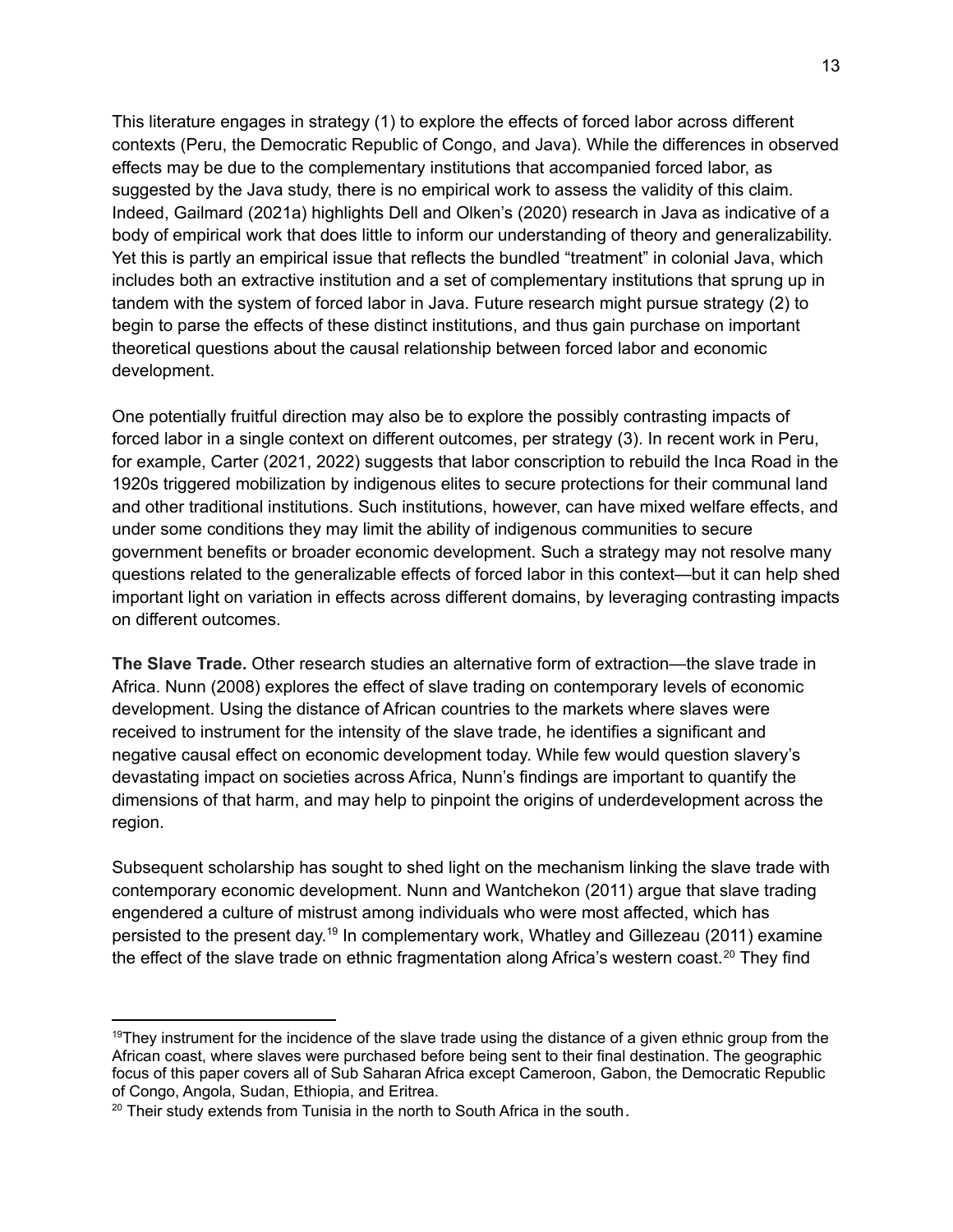This literature engages in strategy (1) to explore the effects of forced labor across different contexts (Peru, the Democratic Republic of Congo, and Java). While the differences in observed effects may be due to the complementary institutions that accompanied forced labor, as suggested by the Java study, there is no empirical work to assess the validity of this claim. Indeed, Gailmard (2021a) highlights Dell and Olken's (2020) research in Java as indicative of a body of empirical work that does little to inform our understanding of theory and generalizability. Yet this is partly an empirical issue that reflects the bundled "treatment" in colonial Java, which includes both an extractive institution and a set of complementary institutions that sprung up in tandem with the system of forced labor in Java. Future research might pursue strategy (2) to begin to parse the effects of these distinct institutions, and thus gain purchase on important theoretical questions about the causal relationship between forced labor and economic development.

One potentially fruitful direction may also be to explore the possibly contrasting impacts of forced labor in a single context on different outcomes, per strategy (3). In recent work in Peru, for example, Carter (2021, 2022) suggests that labor conscription to rebuild the Inca Road in the 1920s triggered mobilization by indigenous elites to secure protections for their communal land and other traditional institutions. Such institutions, however, can have mixed welfare effects, and under some conditions they may limit the ability of indigenous communities to secure government benefits or broader economic development. Such a strategy may not resolve many questions related to the generalizable effects of forced labor in this context—but it can help shed important light on variation in effects across different domains, by leveraging contrasting impacts on different outcomes.

**The Slave Trade.** Other research studies an alternative form of extraction—the slave trade in Africa. Nunn (2008) explores the effect of slave trading on contemporary levels of economic development. Using the distance of African countries to the markets where slaves were received to instrument for the intensity of the slave trade, he identifies a significant and negative causal effect on economic development today. While few would question slavery's devastating impact on societies across Africa, Nunn's findings are important to quantify the dimensions of that harm, and may help to pinpoint the origins of underdevelopment across the region.

Subsequent scholarship has sought to shed light on the mechanism linking the slave trade with contemporary economic development. Nunn and Wantchekon (2011) argue that slave trading engendered a culture of mistrust among individuals who were most affected, which has persisted to the present day.[19] In complementary work, Whatley and Gillezeau (2011) examine the effect of the slave trade on ethnic fragmentation along Africa's western coast.[20] They find

---

[19] They instrument for the incidence of the slave trade using the distance of a given ethnic group from the African coast, where slaves were purchased before being sent to their final destination. The geographic focus of this paper covers all of Sub Saharan Africa except Cameroon, Gabon, the Democratic Republic of Congo, Angola, Sudan, Ethiopia, and Eritrea.

[20] Their study extends from Tunisia in the north to South Africa in the south.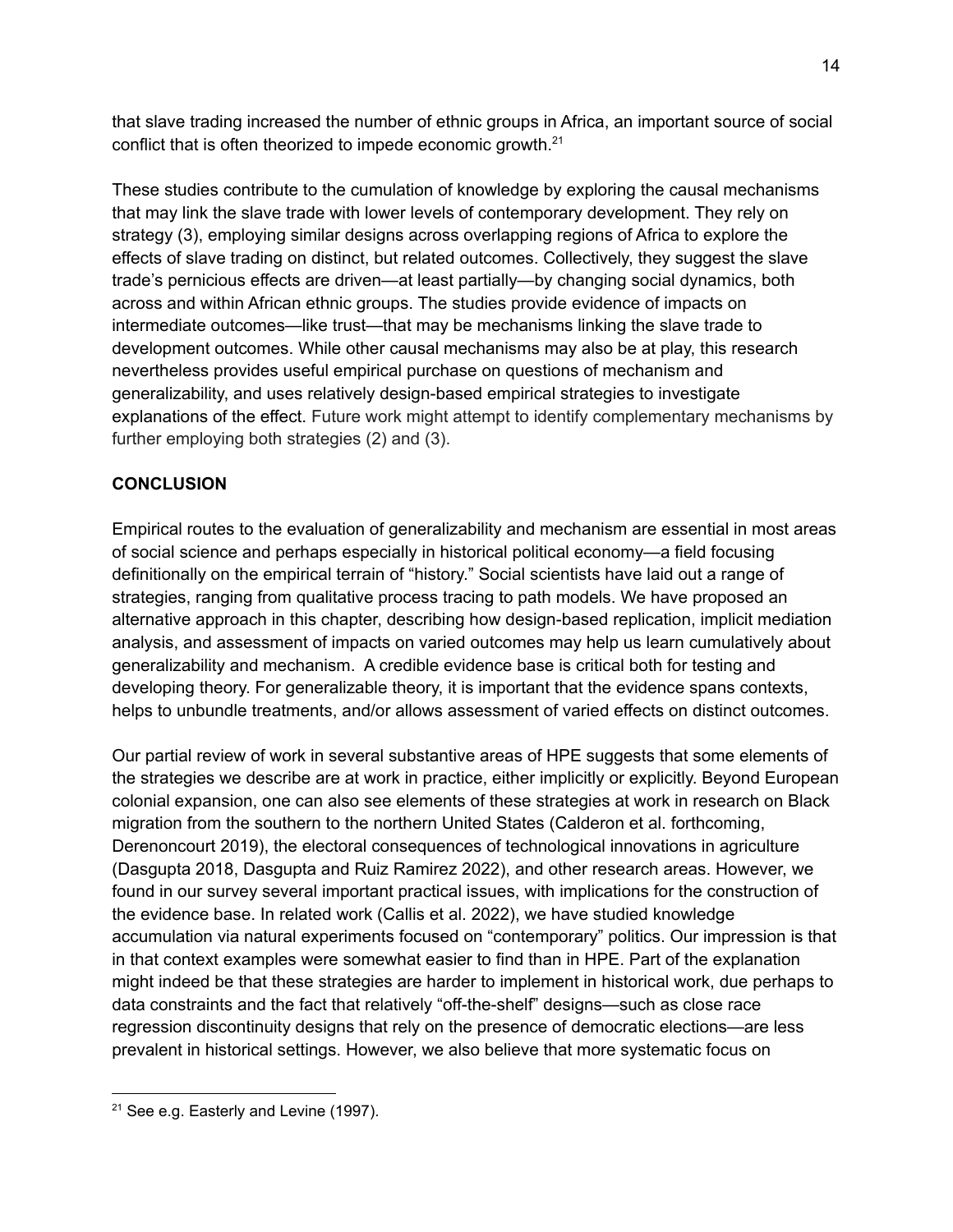that slave trading increased the number of ethnic groups in Africa, an important source of social conflict that is often theorized to impede economic growth.[21]

These studies contribute to the cumulation of knowledge by exploring the causal mechanisms that may link the slave trade with lower levels of contemporary development. They rely on strategy (3), employing similar designs across overlapping regions of Africa to explore the effects of slave trading on distinct, but related outcomes. Collectively, they suggest the slave trade's pernicious effects are driven—at least partially—by changing social dynamics, both across and within African ethnic groups. The studies provide evidence of impacts on intermediate outcomes—like trust—that may be mechanisms linking the slave trade to development outcomes. While other causal mechanisms may also be at play, this research nevertheless provides useful empirical purchase on questions of mechanism and generalizability, and uses relatively design-based empirical strategies to investigate explanations of the effect. Future work might attempt to identify complementary mechanisms by further employing both strategies (2) and (3).

## CONCLUSION

Empirical routes to the evaluation of generalizability and mechanism are essential in most areas of social science and perhaps especially in historical political economy—a field focusing definitionally on the empirical terrain of "history." Social scientists have laid out a range of strategies, ranging from qualitative process tracing to path models. We have proposed an alternative approach in this chapter, describing how design-based replication, implicit mediation analysis, and assessment of impacts on varied outcomes may help us learn cumulatively about generalizability and mechanism. A credible evidence base is critical both for testing and developing theory. For generalizable theory, it is important that the evidence spans contexts, helps to unbundle treatments, and/or allows assessment of varied effects on distinct outcomes.

Our partial review of work in several substantive areas of HPE suggests that some elements of the strategies we describe are at work in practice, either implicitly or explicitly. Beyond European colonial expansion, one can also see elements of these strategies at work in research on Black migration from the southern to the northern United States (Calderon et al. forthcoming, Derenoncourt 2019), the electoral consequences of technological innovations in agriculture (Dasgupta 2018, Dasgupta and Ruiz Ramirez 2022), and other research areas. However, we found in our survey several important practical issues, with implications for the construction of the evidence base. In related work (Callis et al. 2022), we have studied knowledge accumulation via natural experiments focused on "contemporary" politics. Our impression is that in that context examples were somewhat easier to find than in HPE. Part of the explanation might indeed be that these strategies are harder to implement in historical work, due perhaps to data constraints and the fact that relatively "off-the-shelf" designs—such as close race regression discontinuity designs that rely on the presence of democratic elections—are less prevalent in historical settings. However, we also believe that more systematic focus on

[21] See e.g. Easterly and Levine (1997).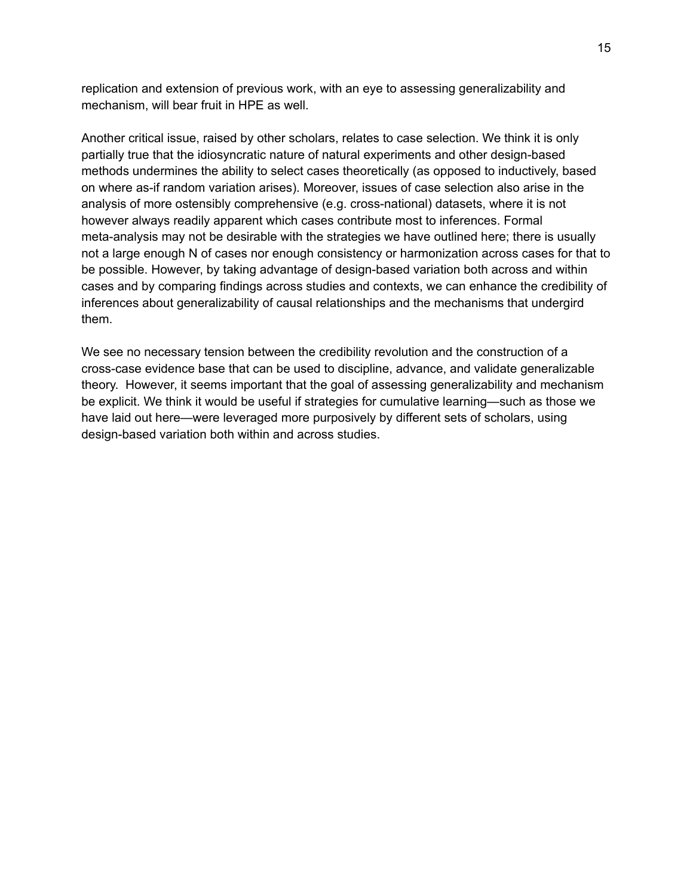replication and extension of previous work, with an eye to assessing generalizability and mechanism, will bear fruit in HPE as well.

Another critical issue, raised by other scholars, relates to case selection. We think it is only partially true that the idiosyncratic nature of natural experiments and other design-based methods undermines the ability to select cases theoretically (as opposed to inductively, based on where as-if random variation arises). Moreover, issues of case selection also arise in the analysis of more ostensibly comprehensive (e.g. cross-national) datasets, where it is not however always readily apparent which cases contribute most to inferences. Formal meta-analysis may not be desirable with the strategies we have outlined here; there is usually not a large enough N of cases nor enough consistency or harmonization across cases for that to be possible. However, by taking advantage of design-based variation both across and within cases and by comparing findings across studies and contexts, we can enhance the credibility of inferences about generalizability of causal relationships and the mechanisms that undergird them.

We see no necessary tension between the credibility revolution and the construction of a cross-case evidence base that can be used to discipline, advance, and validate generalizable theory. However, it seems important that the goal of assessing generalizability and mechanism be explicit. We think it would be useful if strategies for cumulative learning—such as those we have laid out here—were leveraged more purposively by different sets of scholars, using design-based variation both within and across studies.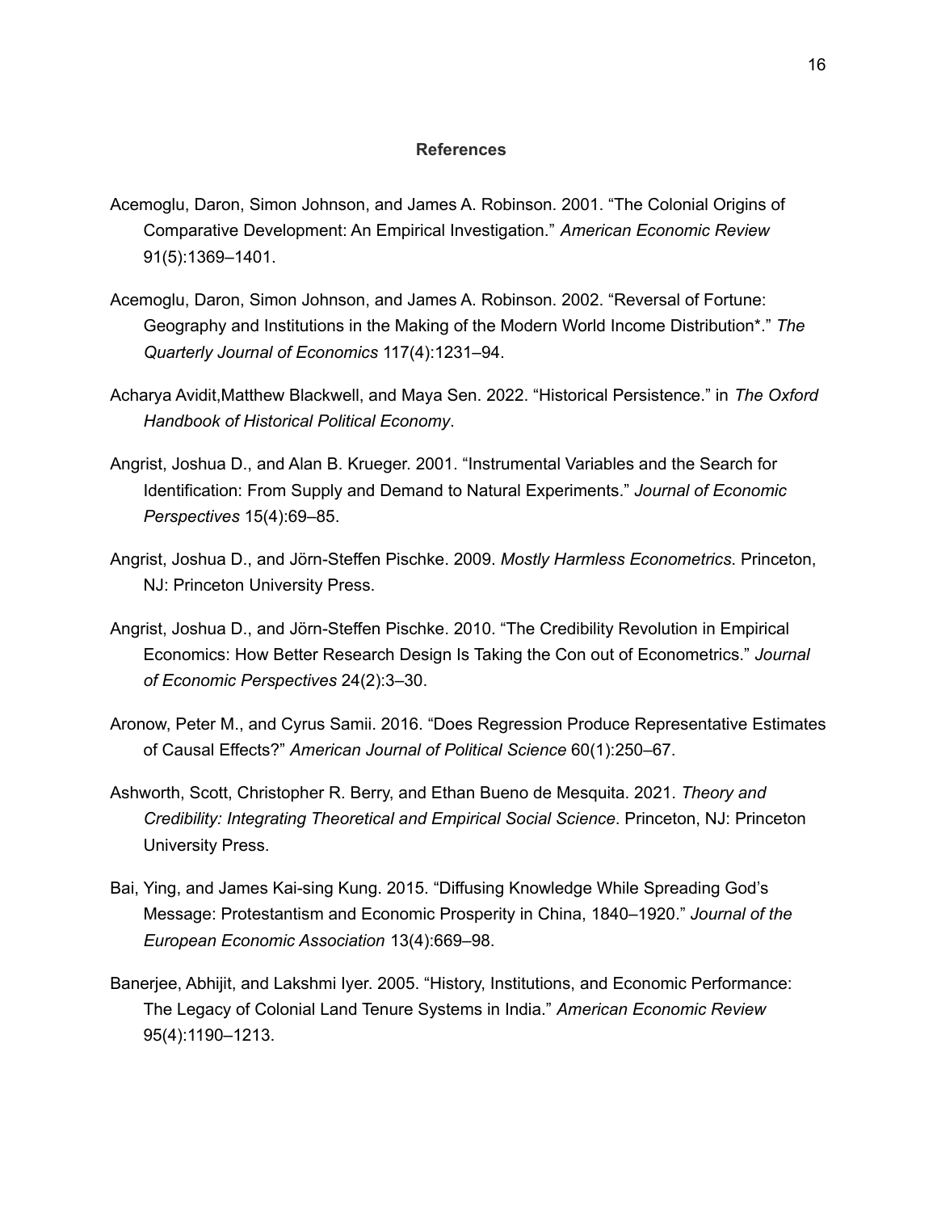## References

Acemoglu, Daron, Simon Johnson, and James A. Robinson. 2001. "The Colonial Origins of Comparative Development: An Empirical Investigation." *American Economic Review* 91(5):1369–1401.

Acemoglu, Daron, Simon Johnson, and James A. Robinson. 2002. "Reversal of Fortune: Geography and Institutions in the Making of the Modern World Income Distribution*." *The Quarterly Journal of Economics* 117(4):1231–94.

Acharya Avidit,Matthew Blackwell, and Maya Sen. 2022. "Historical Persistence." in *The Oxford Handbook of Historical Political Economy*.

Angrist, Joshua D., and Alan B. Krueger. 2001. "Instrumental Variables and the Search for Identification: From Supply and Demand to Natural Experiments." *Journal of Economic Perspectives* 15(4):69–85.

Angrist, Joshua D., and Jörn-Steffen Pischke. 2009. *Mostly Harmless Econometrics*. Princeton, NJ: Princeton University Press.

Angrist, Joshua D., and Jörn-Steffen Pischke. 2010. "The Credibility Revolution in Empirical Economics: How Better Research Design Is Taking the Con out of Econometrics." *Journal of Economic Perspectives* 24(2):3–30.

Aronow, Peter M., and Cyrus Samii. 2016. "Does Regression Produce Representative Estimates of Causal Effects?" *American Journal of Political Science* 60(1):250–67.

Ashworth, Scott, Christopher R. Berry, and Ethan Bueno de Mesquita. 2021. *Theory and Credibility: Integrating Theoretical and Empirical Social Science*. Princeton, NJ: Princeton University Press.

Bai, Ying, and James Kai-sing Kung. 2015. "Diffusing Knowledge While Spreading God's Message: Protestantism and Economic Prosperity in China, 1840–1920." *Journal of the European Economic Association* 13(4):669–98.

Banerjee, Abhijit, and Lakshmi Iyer. 2005. "History, Institutions, and Economic Performance: The Legacy of Colonial Land Tenure Systems in India." *American Economic Review* 95(4):1190–1213.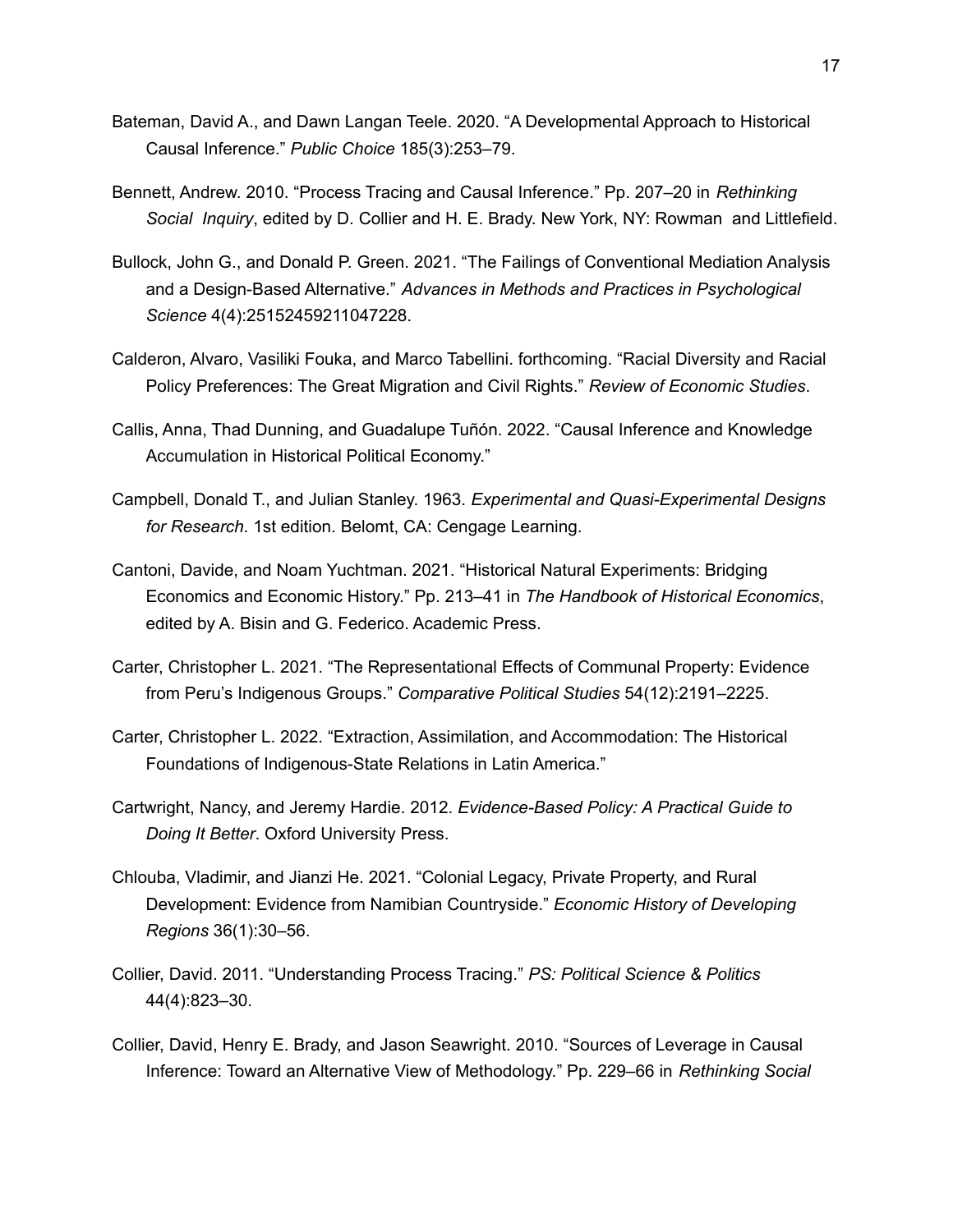Bateman, David A., and Dawn Langan Teele. 2020. "A Developmental Approach to Historical Causal Inference." *Public Choice* 185(3):253–79.

Bennett, Andrew. 2010. "Process Tracing and Causal Inference." Pp. 207–20 in *Rethinking Social Inquiry*, edited by D. Collier and H. E. Brady. New York, NY: Rowman and Littlefield.

Bullock, John G., and Donald P. Green. 2021. "The Failings of Conventional Mediation Analysis and a Design-Based Alternative." *Advances in Methods and Practices in Psychological Science* 4(4):25152459211047228.

Calderon, Alvaro, Vasiliki Fouka, and Marco Tabellini. forthcoming. "Racial Diversity and Racial Policy Preferences: The Great Migration and Civil Rights." *Review of Economic Studies*.

Callis, Anna, Thad Dunning, and Guadalupe Tuñón. 2022. "Causal Inference and Knowledge Accumulation in Historical Political Economy."

Campbell, Donald T., and Julian Stanley. 1963. *Experimental and Quasi-Experimental Designs for Research*. 1st edition. Belomt, CA: Cengage Learning.

Cantoni, Davide, and Noam Yuchtman. 2021. "Historical Natural Experiments: Bridging Economics and Economic History." Pp. 213–41 in *The Handbook of Historical Economics*, edited by A. Bisin and G. Federico. Academic Press.

Carter, Christopher L. 2021. "The Representational Effects of Communal Property: Evidence from Peru's Indigenous Groups." *Comparative Political Studies* 54(12):2191–2225.

Carter, Christopher L. 2022. "Extraction, Assimilation, and Accommodation: The Historical Foundations of Indigenous-State Relations in Latin America."

Cartwright, Nancy, and Jeremy Hardie. 2012. *Evidence-Based Policy: A Practical Guide to Doing It Better*. Oxford University Press.

Chlouba, Vladimir, and Jianzi He. 2021. "Colonial Legacy, Private Property, and Rural Development: Evidence from Namibian Countryside." *Economic History of Developing Regions* 36(1):30–56.

Collier, David. 2011. "Understanding Process Tracing." *PS: Political Science & Politics* 44(4):823–30.

Collier, David, Henry E. Brady, and Jason Seawright. 2010. "Sources of Leverage in Causal Inference: Toward an Alternative View of Methodology." Pp. 229–66 in *Rethinking Social*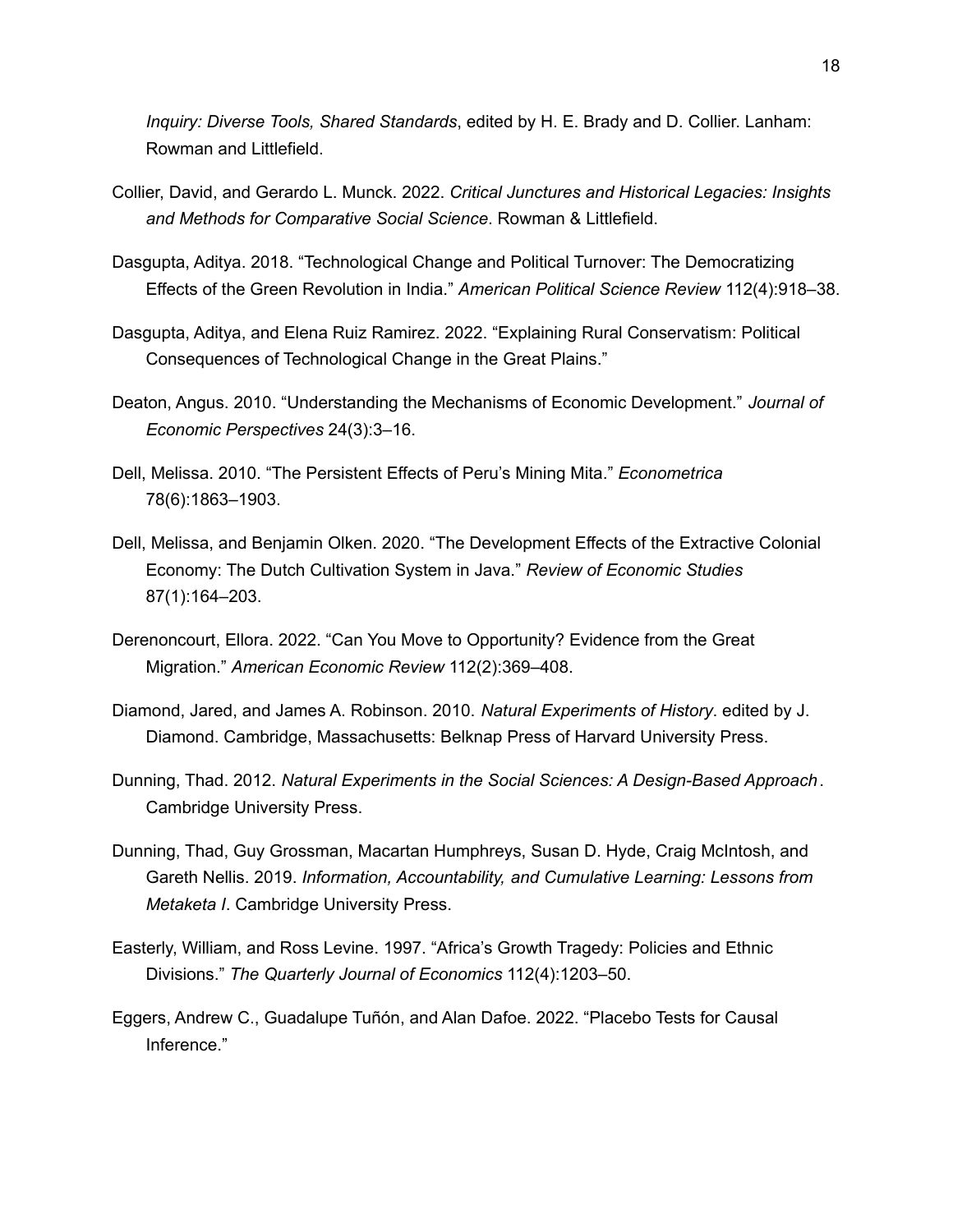*Inquiry: Diverse Tools, Shared Standards*, edited by H. E. Brady and D. Collier. Lanham: Rowman and Littlefield.

Collier, David, and Gerardo L. Munck. 2022. *Critical Junctures and Historical Legacies: Insights and Methods for Comparative Social Science*. Rowman & Littlefield.

Dasgupta, Aditya. 2018. "Technological Change and Political Turnover: The Democratizing Effects of the Green Revolution in India." *American Political Science Review* 112(4):918–38.

Dasgupta, Aditya, and Elena Ruiz Ramirez. 2022. "Explaining Rural Conservatism: Political Consequences of Technological Change in the Great Plains."

Deaton, Angus. 2010. "Understanding the Mechanisms of Economic Development." *Journal of Economic Perspectives* 24(3):3–16.

Dell, Melissa. 2010. "The Persistent Effects of Peru's Mining Mita." *Econometrica* 78(6):1863–1903.

Dell, Melissa, and Benjamin Olken. 2020. "The Development Effects of the Extractive Colonial Economy: The Dutch Cultivation System in Java." *Review of Economic Studies* 87(1):164–203.

Derenoncourt, Ellora. 2022. "Can You Move to Opportunity? Evidence from the Great Migration." *American Economic Review* 112(2):369–408.

Diamond, Jared, and James A. Robinson. 2010. *Natural Experiments of History*. edited by J. Diamond. Cambridge, Massachusetts: Belknap Press of Harvard University Press.

Dunning, Thad. 2012. *Natural Experiments in the Social Sciences: A Design-Based Approach*. Cambridge University Press.

Dunning, Thad, Guy Grossman, Macartan Humphreys, Susan D. Hyde, Craig McIntosh, and Gareth Nellis. 2019. *Information, Accountability, and Cumulative Learning: Lessons from Metaketa I*. Cambridge University Press.

Easterly, William, and Ross Levine. 1997. "Africa's Growth Tragedy: Policies and Ethnic Divisions." *The Quarterly Journal of Economics* 112(4):1203–50.

Eggers, Andrew C., Guadalupe Tuñón, and Alan Dafoe. 2022. "Placebo Tests for Causal Inference."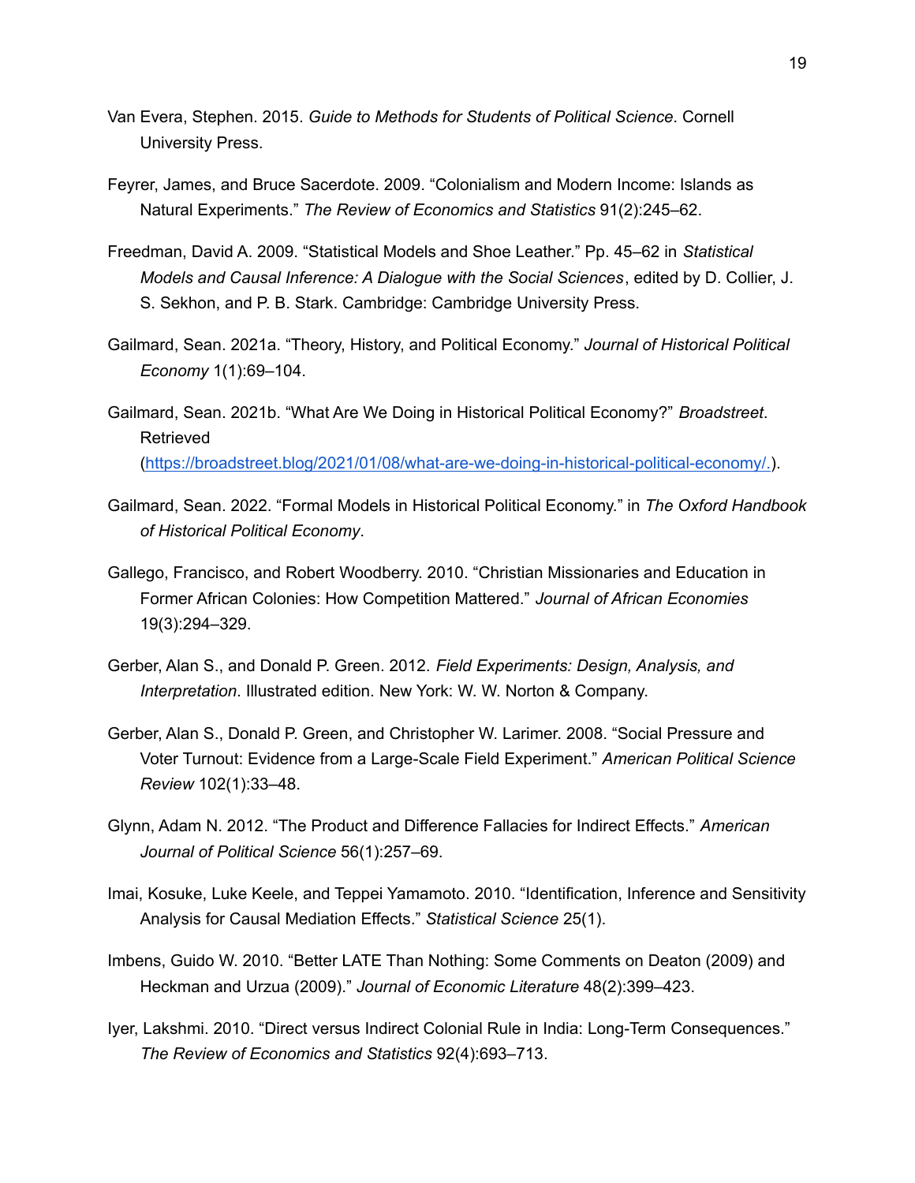Van Evera, Stephen. 2015. *Guide to Methods for Students of Political Science*. Cornell University Press.

Feyrer, James, and Bruce Sacerdote. 2009. "Colonialism and Modern Income: Islands as Natural Experiments." *The Review of Economics and Statistics* 91(2):245–62.

Freedman, David A. 2009. "Statistical Models and Shoe Leather." Pp. 45–62 in *Statistical Models and Causal Inference: A Dialogue with the Social Sciences*, edited by D. Collier, J. S. Sekhon, and P. B. Stark. Cambridge: Cambridge University Press.

Gailmard, Sean. 2021a. "Theory, History, and Political Economy." *Journal of Historical Political Economy* 1(1):69–104.

Gailmard, Sean. 2021b. "What Are We Doing in Historical Political Economy?" *Broadstreet*. Retrieved (https://broadstreet.blog/2021/01/08/what-are-we-doing-in-historical-political-economy/.).

Gailmard, Sean. 2022. "Formal Models in Historical Political Economy." in *The Oxford Handbook of Historical Political Economy*.

Gallego, Francisco, and Robert Woodberry. 2010. "Christian Missionaries and Education in Former African Colonies: How Competition Mattered." *Journal of African Economies* 19(3):294–329.

Gerber, Alan S., and Donald P. Green. 2012. *Field Experiments: Design, Analysis, and Interpretation*. Illustrated edition. New York: W. W. Norton & Company.

Gerber, Alan S., Donald P. Green, and Christopher W. Larimer. 2008. "Social Pressure and Voter Turnout: Evidence from a Large-Scale Field Experiment." *American Political Science Review* 102(1):33–48.

Glynn, Adam N. 2012. "The Product and Difference Fallacies for Indirect Effects." *American Journal of Political Science* 56(1):257–69.

Imai, Kosuke, Luke Keele, and Teppei Yamamoto. 2010. "Identification, Inference and Sensitivity Analysis for Causal Mediation Effects." *Statistical Science* 25(1).

Imbens, Guido W. 2010. "Better LATE Than Nothing: Some Comments on Deaton (2009) and Heckman and Urzua (2009)." *Journal of Economic Literature* 48(2):399–423.

Iyer, Lakshmi. 2010. "Direct versus Indirect Colonial Rule in India: Long-Term Consequences." *The Review of Economics and Statistics* 92(4):693–713.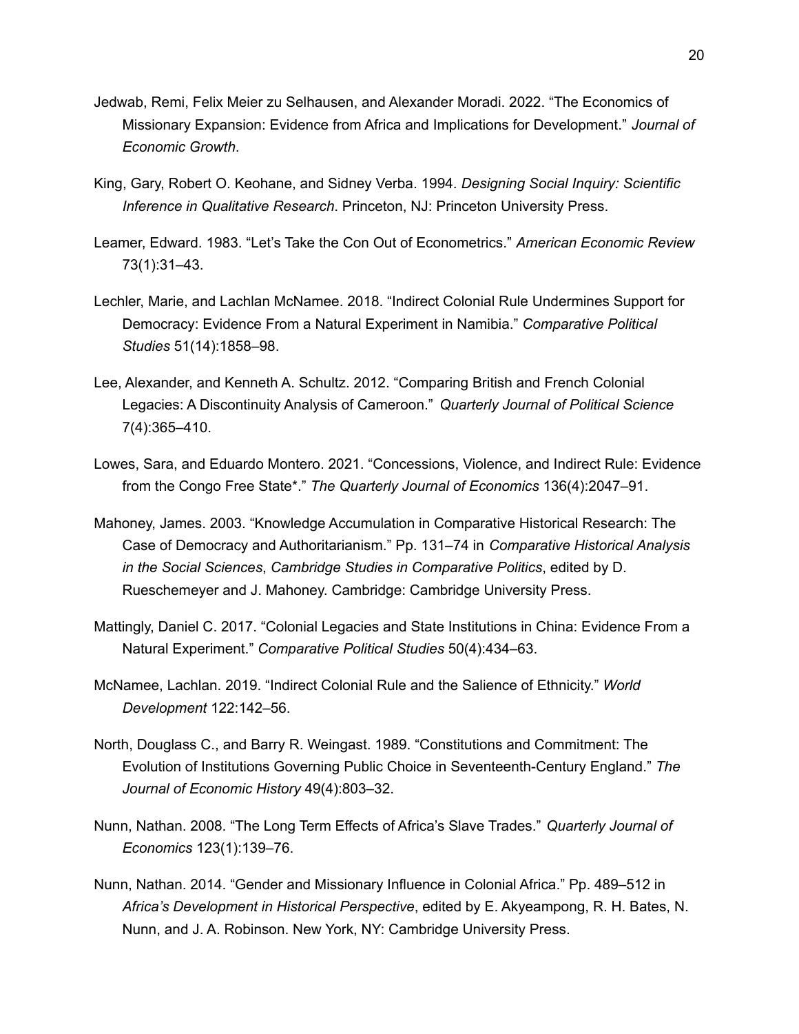Jedwab, Remi, Felix Meier zu Selhausen, and Alexander Moradi. 2022. "The Economics of Missionary Expansion: Evidence from Africa and Implications for Development." *Journal of Economic Growth*.

King, Gary, Robert O. Keohane, and Sidney Verba. 1994. *Designing Social Inquiry: Scientific Inference in Qualitative Research*. Princeton, NJ: Princeton University Press.

Leamer, Edward. 1983. "Let's Take the Con Out of Econometrics." *American Economic Review* 73(1):31–43.

Lechler, Marie, and Lachlan McNamee. 2018. "Indirect Colonial Rule Undermines Support for Democracy: Evidence From a Natural Experiment in Namibia." *Comparative Political Studies* 51(14):1858–98.

Lee, Alexander, and Kenneth A. Schultz. 2012. "Comparing British and French Colonial Legacies: A Discontinuity Analysis of Cameroon." *Quarterly Journal of Political Science* 7(4):365–410.

Lowes, Sara, and Eduardo Montero. 2021. "Concessions, Violence, and Indirect Rule: Evidence from the Congo Free State*." *The Quarterly Journal of Economics* 136(4):2047–91.

Mahoney, James. 2003. "Knowledge Accumulation in Comparative Historical Research: The Case of Democracy and Authoritarianism." Pp. 131–74 in *Comparative Historical Analysis in the Social Sciences*, *Cambridge Studies in Comparative Politics*, edited by D. Rueschemeyer and J. Mahoney. Cambridge: Cambridge University Press.

Mattingly, Daniel C. 2017. "Colonial Legacies and State Institutions in China: Evidence From a Natural Experiment." *Comparative Political Studies* 50(4):434–63.

McNamee, Lachlan. 2019. "Indirect Colonial Rule and the Salience of Ethnicity." *World Development* 122:142–56.

North, Douglass C., and Barry R. Weingast. 1989. "Constitutions and Commitment: The Evolution of Institutions Governing Public Choice in Seventeenth-Century England." *The Journal of Economic History* 49(4):803–32.

Nunn, Nathan. 2008. "The Long Term Effects of Africa's Slave Trades." *Quarterly Journal of Economics* 123(1):139–76.

Nunn, Nathan. 2014. "Gender and Missionary Influence in Colonial Africa." Pp. 489–512 in *Africa's Development in Historical Perspective*, edited by E. Akyeampong, R. H. Bates, N. Nunn, and J. A. Robinson. New York, NY: Cambridge University Press.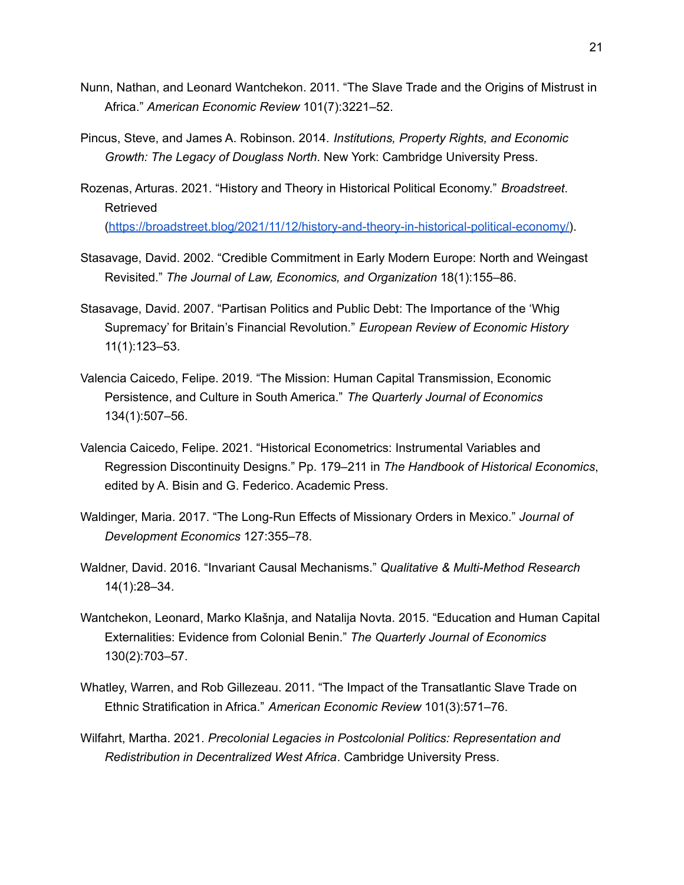Nunn, Nathan, and Leonard Wantchekon. 2011. "The Slave Trade and the Origins of Mistrust in Africa." *American Economic Review* 101(7):3221–52.

Pincus, Steve, and James A. Robinson. 2014. *Institutions, Property Rights, and Economic Growth: The Legacy of Douglass North*. New York: Cambridge University Press.

Rozenas, Arturas. 2021. "History and Theory in Historical Political Economy." *Broadstreet*. Retrieved (https://broadstreet.blog/2021/11/12/history-and-theory-in-historical-political-economy/).

Stasavage, David. 2002. "Credible Commitment in Early Modern Europe: North and Weingast Revisited." *The Journal of Law, Economics, and Organization* 18(1):155–86.

Stasavage, David. 2007. "Partisan Politics and Public Debt: The Importance of the 'Whig Supremacy' for Britain's Financial Revolution." *European Review of Economic History* 11(1):123–53.

Valencia Caicedo, Felipe. 2019. "The Mission: Human Capital Transmission, Economic Persistence, and Culture in South America." *The Quarterly Journal of Economics* 134(1):507–56.

Valencia Caicedo, Felipe. 2021. "Historical Econometrics: Instrumental Variables and Regression Discontinuity Designs." Pp. 179–211 in *The Handbook of Historical Economics*, edited by A. Bisin and G. Federico. Academic Press.

Waldinger, Maria. 2017. "The Long-Run Effects of Missionary Orders in Mexico." *Journal of Development Economics* 127:355–78.

Waldner, David. 2016. "Invariant Causal Mechanisms." *Qualitative & Multi-Method Research* 14(1):28–34.

Wantchekon, Leonard, Marko Klašnja, and Natalija Novta. 2015. "Education and Human Capital Externalities: Evidence from Colonial Benin." *The Quarterly Journal of Economics* 130(2):703–57.

Whatley, Warren, and Rob Gillezeau. 2011. "The Impact of the Transatlantic Slave Trade on Ethnic Stratification in Africa." *American Economic Review* 101(3):571–76.

Wilfahrt, Martha. 2021. *Precolonial Legacies in Postcolonial Politics: Representation and Redistribution in Decentralized West Africa*. Cambridge University Press.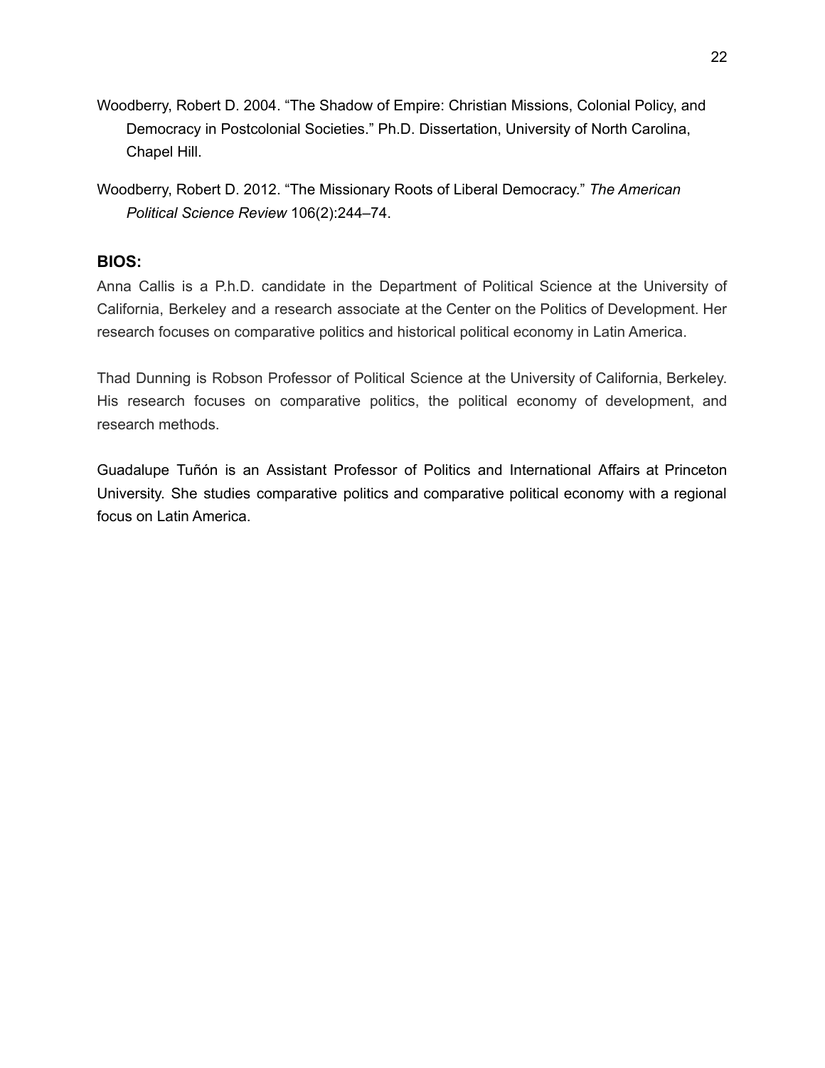Woodberry, Robert D. 2004. "The Shadow of Empire: Christian Missions, Colonial Policy, and Democracy in Postcolonial Societies." Ph.D. Dissertation, University of North Carolina, Chapel Hill.

Woodberry, Robert D. 2012. "The Missionary Roots of Liberal Democracy." *The American Political Science Review* 106(2):244–74.

## BIOS:

Anna Callis is a P.h.D. candidate in the Department of Political Science at the University of California, Berkeley and a research associate at the Center on the Politics of Development. Her research focuses on comparative politics and historical political economy in Latin America.

Thad Dunning is Robson Professor of Political Science at the University of California, Berkeley. His research focuses on comparative politics, the political economy of development, and research methods.

Guadalupe Tuñón is an Assistant Professor of Politics and International Affairs at Princeton University. She studies comparative politics and comparative political economy with a regional focus on Latin America.